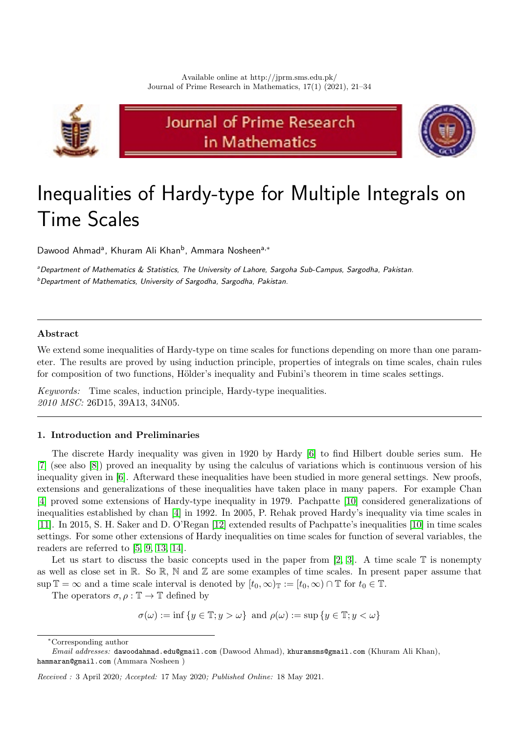# Inequalities of Hardy-type for Multiple Integrals on Time Scales

Dawood Ahmad[a], Khuram Ali Khan[b], Ammara Nosheen[a,*]

[a]*Department of Mathematics & Statistics, The University of Lahore, Sargoha Sub-Campus, Sargodha, Pakistan.*
[b]*Department of Mathematics, University of Sargodha, Sargodha, Pakistan.*

---

### Abstract

We extend some inequalities of Hardy-type on time scales for functions depending on more than one parameter. The results are proved by using induction principle, properties of integrals on time scales, chain rules for composition of two functions, Hölder's inequality and Fubini's theorem in time scales settings.

*Keywords:* Time scales, induction principle, Hardy-type inequalities.
*2010 MSC:* 26D15, 39A13, 34N05.

---

## 1. Introduction and Preliminaries

The discrete Hardy inequality was given in 1920 by Hardy [6] to find Hilbert double series sum. He [7] (see also [8]) proved an inequality by using the calculus of variations which is continuous version of his inequality given in [6]. Afterward these inequalities have been studied in more general settings. New proofs, extensions and generalizations of these inequalities have taken place in many papers. For example Chan [4] proved some extensions of Hardy-type inequality in 1979. Pachpatte [10] considered generalizations of inequalities established by chan [4] in 1992. In 2005, P. Rehak proved Hardy's inequality via time scales in [11]. In 2015, S. H. Saker and D. O'Regan [12] extended results of Pachpatte's inequalities [10] in time scales settings. For some other extensions of Hardy inequalities on time scales for function of several variables, the readers are referred to [5, 9, 13, 14].

Let us start to discuss the basic concepts used in the paper from [2, 3]. A time scale $\mathbb{T}$ is nonempty as well as close set in $\mathbb{R}$. So $\mathbb{R}$, $\mathbb{N}$ and $\mathbb{Z}$ are some examples of time scales. In present paper assume that $\sup \mathbb{T} = \infty$ and a time scale interval is denoted by $[t_0, \infty)_{\mathbb{T}} := [t_0, \infty) \cap \mathbb{T}$ for $t_0 \in \mathbb{T}$.

The operators $\sigma, \rho : \mathbb{T} \to \mathbb{T}$ defined by

$$\sigma(\omega) := \inf \{y \in \mathbb{T}; y > \omega\} \text{ and } \rho(\omega) := \sup \{y \in \mathbb{T}; y < \omega\}$$

---

*Corresponding author

*Email addresses:* dawoodahmad.edu@gmail.com (Dawood Ahmad), khuramsms@gmail.com (Khuram Ali Khan), hammaran@gmail.com (Ammara Nosheen )

*Received :* 3 April 2020*; Accepted:* 17 May 2020*; Published Online:* 18 May 2021.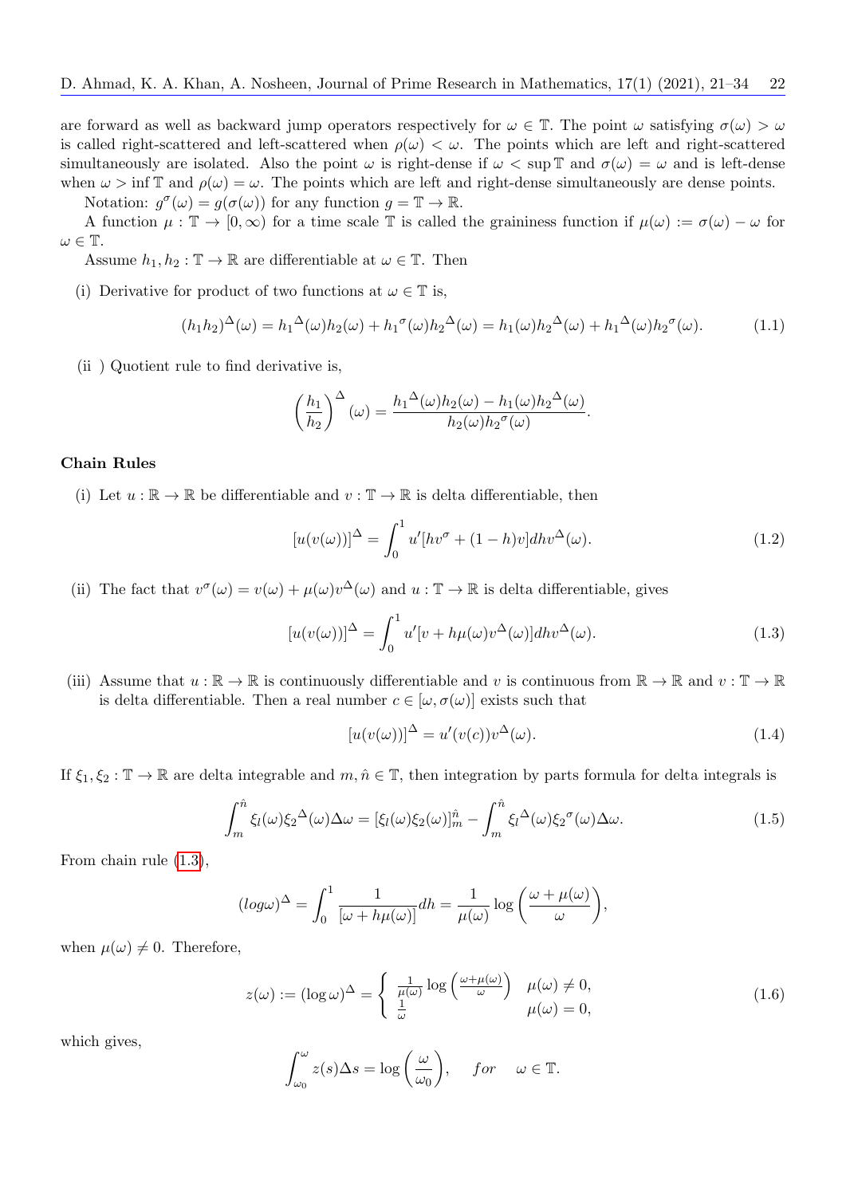are forward as well as backward jump operators respectively for $\omega \in \mathbb{T}$. The point $\omega$ satisfying $\sigma(\omega) > \omega$ is called right-scattered and left-scattered when $\rho(\omega) < \omega$. The points which are left and right-scattered simultaneously are isolated. Also the point $\omega$ is right-dense if $\omega < \sup \mathbb{T}$ and $\sigma(\omega) = \omega$ and is left-dense when $\omega > \inf \mathbb{T}$ and $\rho(\omega) = \omega$. The points which are left and right-dense simultaneously are dense points.

Notation: $g^{\sigma}(\omega) = g(\sigma(\omega))$ for any function $g = \mathbb{T} \to \mathbb{R}$.

A function $\mu : \mathbb{T} \to [0, \infty)$ for a time scale $\mathbb{T}$ is called the graininess function if $\mu(\omega) := \sigma(\omega) - \omega$ for $\omega \in \mathbb{T}$.

Assume $h_1, h_2 : \mathbb{T} \to \mathbb{R}$ are differentiable at $\omega \in \mathbb{T}$. Then

(i) Derivative for product of two functions at $\omega \in \mathbb{T}$ is,

$$(h_1 h_2)^{\Delta}(\omega) = {h_1}^{\Delta}(\omega) h_2(\omega) + {h_1}^{\sigma}(\omega){h_2}^{\Delta}(\omega) = h_1(\omega){h_2}^{\Delta}(\omega) + {h_1}^{\Delta}(\omega){h_2}^{\sigma}(\omega). \tag{1.1}$$

(ii ) Quotient rule to find derivative is,

$$\left(\frac{h_1}{h_2}\right)^{\Delta}(\omega) = \frac{{h_1}^{\Delta}(\omega)h_2(\omega) - h_1(\omega){h_2}^{\Delta}(\omega)}{h_2(\omega){h_2}^{\sigma}(\omega)}.$$

**Chain Rules**

(i) Let $u : \mathbb{R} \to \mathbb{R}$ be differentiable and $v : \mathbb{T} \to \mathbb{R}$ is delta differentiable, then

$$[u(v(\omega))]^{\Delta} = \int_0^1 u'[hv^{\sigma} + (1-h)v]dhv^{\Delta}(\omega). \tag{1.2}$$

(ii) The fact that $v^{\sigma}(\omega) = v(\omega) + \mu(\omega)v^{\Delta}(\omega)$ and $u : \mathbb{T} \to \mathbb{R}$ is delta differentiable, gives

$$[u(v(\omega))]^{\Delta} = \int_0^1 u'[v + h\mu(\omega)v^{\Delta}(\omega)]dhv^{\Delta}(\omega). \tag{1.3}$$

(iii) Assume that $u : \mathbb{R} \to \mathbb{R}$ is continuously differentiable and $v$ is continuous from $\mathbb{R} \to \mathbb{R}$ and $v : \mathbb{T} \to \mathbb{R}$ is delta differentiable. Then a real number $c \in [\omega, \sigma(\omega)]$ exists such that

$$[u(v(\omega))]^{\Delta} = u'(v(c))v^{\Delta}(\omega). \tag{1.4}$$

If $\xi_1, \xi_2 : \mathbb{T} \to \mathbb{R}$ are delta integrable and $m, \hat{n} \in \mathbb{T}$, then integration by parts formula for delta integrals is

$$\int_m^{\hat{n}} \xi_l(\omega){\xi_2}^{\Delta}(\omega)\Delta\omega = [\xi_l(\omega)\xi_2(\omega)]_m^{\hat{n}} - \int_m^{\hat{n}} {\xi_l}^{\Delta}(\omega){\xi_2}^{\sigma}(\omega)\Delta\omega. \tag{1.5}$$

From chain rule (1.3),

$$(log\omega)^{\Delta} = \int_0^1 \frac{1}{[\omega + h\mu(\omega)]}dh = \frac{1}{\mu(\omega)}\log\left(\frac{\omega + \mu(\omega)}{\omega}\right),$$

when $\mu(\omega) \neq 0$. Therefore,

$$z(\omega) := (\log \omega)^{\Delta} = \begin{cases} \frac{1}{\mu(\omega)}\log\left(\frac{\omega+\mu(\omega)}{\omega}\right) & \mu(\omega) \neq 0, \\ \frac{1}{\omega} & \mu(\omega) = 0, \end{cases} \tag{1.6}$$

which gives,

$$\int_{\omega_0}^{\omega} z(s)\Delta s = \log\left(\frac{\omega}{\omega_0}\right), \quad for \quad \omega \in \mathbb{T}.$$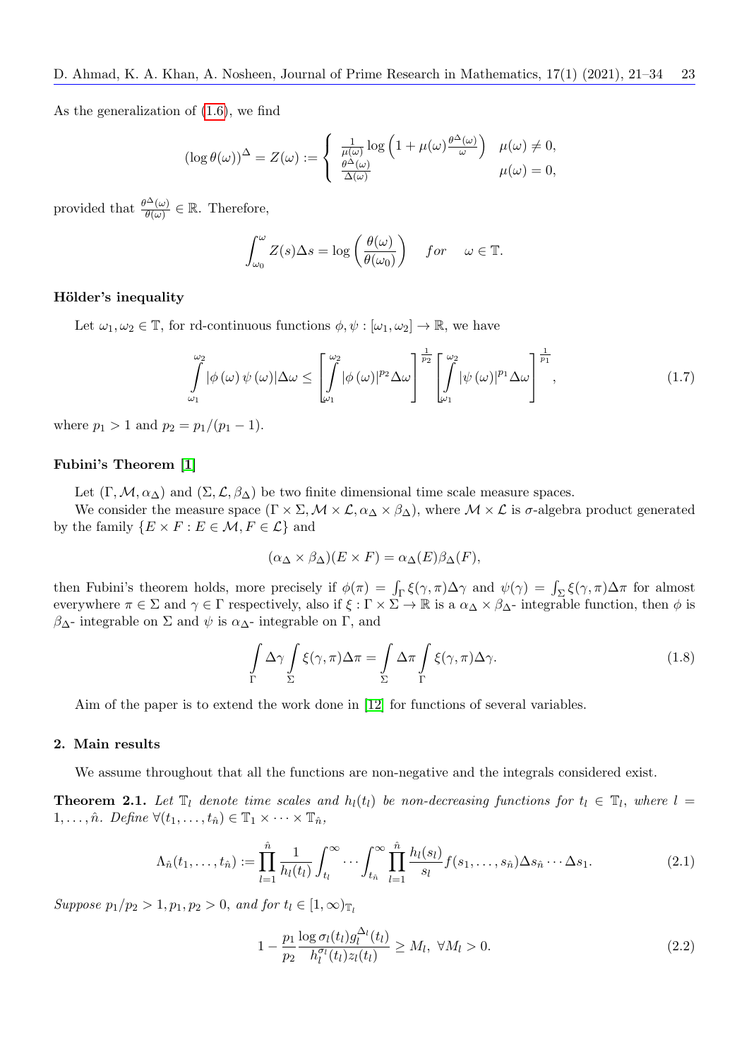As the generalization of (1.6), we find

$$(\log \theta(\omega))^{\Delta} = Z(\omega) := \begin{cases} \frac{1}{\mu(\omega)} \log\left(1 + \mu(\omega)\frac{\theta^{\Delta}(\omega)}{\omega}\right) & \mu(\omega) \neq 0, \\ \frac{\theta^{\Delta}(\omega)}{\Delta(\omega)} & \mu(\omega) = 0, \end{cases}$$

provided that $\frac{\theta^{\Delta}(\omega)}{\theta(\omega)} \in \mathbb{R}$. Therefore,

$$\int_{\omega_0}^{\omega} Z(s)\Delta s = \log\left(\frac{\theta(\omega)}{\theta(\omega_0)}\right) \quad for \quad \omega \in \mathbb{T}.$$

**Hölder's inequality**

Let $\omega_1, \omega_2 \in \mathbb{T}$, for rd-continuous functions $\phi, \psi : [\omega_1, \omega_2] \to \mathbb{R}$, we have

$$\int_{\omega_1}^{\omega_2} |\phi(\omega)\, \psi(\omega)| \Delta\omega \leq \left[\int_{\omega_1}^{\omega_2} |\phi(\omega)|^{p_2} \Delta\omega\right]^{\frac{1}{p_2}} \left[\int_{\omega_1}^{\omega_2} |\psi(\omega)|^{p_1} \Delta\omega\right]^{\frac{1}{p_1}}, \tag{1.7}$$

where $p_1 > 1$ and $p_2 = p_1/(p_1 - 1)$.

**Fubini's Theorem [1]**

Let $(\Gamma, \mathcal{M}, \alpha_\Delta)$ and $(\Sigma, \mathcal{L}, \beta_\Delta)$ be two finite dimensional time scale measure spaces.

We consider the measure space $(\Gamma \times \Sigma, \mathcal{M} \times \mathcal{L}, \alpha_\Delta \times \beta_\Delta)$, where $\mathcal{M} \times \mathcal{L}$ is $\sigma$-algebra product generated by the family $\{E \times F : E \in \mathcal{M}, F \in \mathcal{L}\}$ and

$$(\alpha_\Delta \times \beta_\Delta)(E \times F) = \alpha_\Delta(E)\beta_\Delta(F),$$

then Fubini's theorem holds, more precisely if $\phi(\pi) = \int_\Gamma \xi(\gamma, \pi)\Delta\gamma$ and $\psi(\gamma) = \int_\Sigma \xi(\gamma, \pi)\Delta\pi$ for almost everywhere $\pi \in \Sigma$ and $\gamma \in \Gamma$ respectively, also if $\xi : \Gamma \times \Sigma \to \mathbb{R}$ is a $\alpha_\Delta \times \beta_\Delta$- integrable function, then $\phi$ is $\beta_\Delta$- integrable on $\Sigma$ and $\psi$ is $\alpha_\Delta$- integrable on $\Gamma$, and

$$\int_\Gamma \Delta\gamma \int_\Sigma \xi(\gamma, \pi)\Delta\pi = \int_\Sigma \Delta\pi \int_\Gamma \xi(\gamma, \pi)\Delta\gamma. \tag{1.8}$$

Aim of the paper is to extend the work done in [12] for functions of several variables.

## 2. Main results

We assume throughout that all the functions are non-negative and the integrals considered exist.

**Theorem 2.1.** *Let $\mathbb{T}_l$ denote time scales and $h_l(t_l)$ be non-decreasing functions for $t_l \in \mathbb{T}_l$, where $l = 1, \ldots, \hat{n}$. Define $\forall (t_1, \ldots, t_{\hat{n}}) \in \mathbb{T}_1 \times \cdots \times \mathbb{T}_{\hat{n}}$,*

$$\Lambda_{\hat{n}}(t_1, \ldots, t_{\hat{n}}) := \prod_{l=1}^{\hat{n}} \frac{1}{h_l(t_l)} \int_{t_l}^{\infty} \cdots \int_{t_{\hat{n}}}^{\infty} \prod_{l=1}^{\hat{n}} \frac{h_l(s_l)}{s_l} f(s_1, \ldots, s_{\hat{n}}) \Delta s_{\hat{n}} \cdots \Delta s_1. \tag{2.1}$$

*Suppose $p_1/p_2 > 1, p_1, p_2 > 0$, and for $t_l \in [1, \infty)_{\mathbb{T}_l}$*

$$1 - \frac{p_1}{p_2} \frac{\log \sigma_l(t_l) g_l^{\Delta_l}(t_l)}{h_l^{\sigma_l}(t_l) z_l(t_l)} \geq M_l, \ \forall M_l > 0. \tag{2.2}$$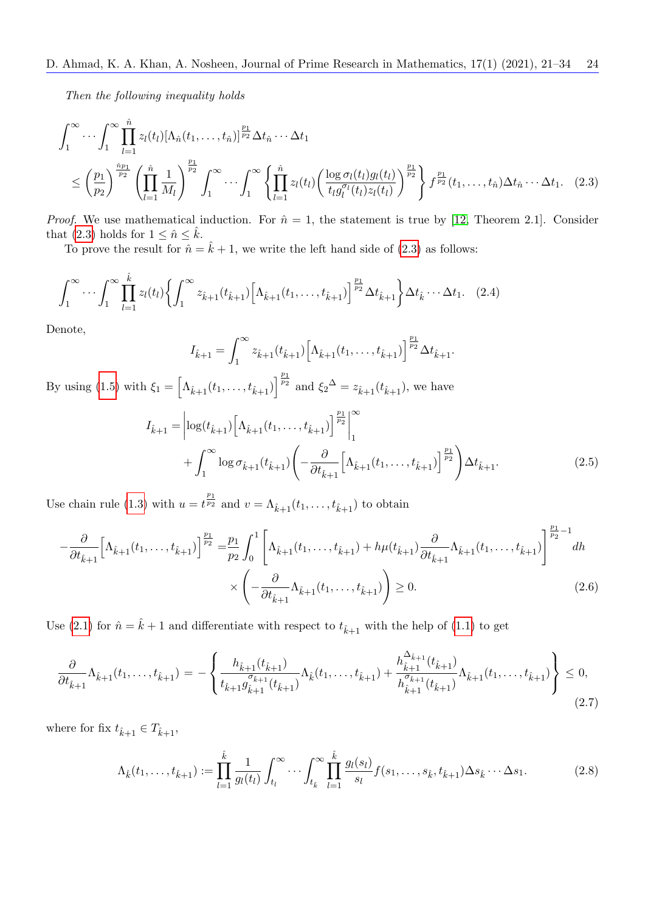*Then the following inequality holds*

$$
\begin{aligned}
&\int_1^\infty \cdots \int_1^\infty \prod_{l=1}^{\hat{n}} z_l(t_l)[\Lambda_{\hat{n}}(t_1,\ldots,t_{\hat{n}})]^{\frac{p_1}{p_2}} \Delta t_{\hat{n}} \cdots \Delta t_1 \\
&\leq \left(\frac{p_1}{p_2}\right)^{\frac{\hat{n}p_1}{p_2}} \left(\prod_{l=1}^{\hat{n}} \frac{1}{M_l}\right)^{\frac{p_1}{p_2}} \int_1^\infty \cdots \int_1^\infty \left\{\prod_{l=1}^{\hat{n}} z_l(t_l) \left(\frac{\log \sigma_l(t_l) g_l(t_l)}{t_l g_l^{\sigma_l}(t_l) z_l(t_l)}\right)^{\frac{p_1}{p_2}}\right\} f^{\frac{p_1}{p_2}}(t_1,\ldots,t_{\hat{n}}) \Delta t_{\hat{n}} \cdots \Delta t_1. \quad (2.3)
\end{aligned}
$$

*Proof.* We use mathematical induction. For $\hat{n}=1$, the statement is true by [12, Theorem 2.1]. Consider that (2.3) holds for $1 \leq \hat{n} \leq \hat{k}$.

To prove the result for $\hat{n} = \hat{k}+1$, we write the left hand side of (2.3) as follows:

$$
\int_1^\infty \cdots \int_1^\infty \prod_{l=1}^{\hat{k}} z_l(t_l) \left\{\int_1^\infty z_{\hat{k}+1}(t_{\hat{k}+1}) \Big[\Lambda_{\hat{k}+1}(t_1,\ldots,t_{\hat{k}+1})\Big]^{\frac{p_1}{p_2}} \Delta t_{\hat{k}+1}\right\} \Delta t_{\hat{k}} \cdots \Delta t_1. \quad (2.4)
$$

Denote,

$$
I_{\hat{k}+1} = \int_1^\infty z_{\hat{k}+1}(t_{\hat{k}+1}) \Big[\Lambda_{\hat{k}+1}(t_1,\ldots,t_{\hat{k}+1})\Big]^{\frac{p_1}{p_2}} \Delta t_{\hat{k}+1}.
$$

By using (1.5) with $\xi_1 = \Big[\Lambda_{\hat{k}+1}(t_1,\ldots,t_{\hat{k}+1})\Big]^{\frac{p_1}{p_2}}$ and ${\xi_2}^{\Delta} = z_{\hat{k}+1}(t_{\hat{k}+1})$, we have

$$
\begin{aligned}
I_{\hat{k}+1} =& \left|\log(t_{\hat{k}+1}) \Big[\Lambda_{\hat{k}+1}(t_1,\ldots,t_{\hat{k}+1})\Big]^{\frac{p_1}{p_2}}\right|_1^\infty \\
&+ \int_1^\infty \log \sigma_{\hat{k}+1}(t_{\hat{k}+1}) \left(-\frac{\partial}{\partial t_{\hat{k}+1}} \Big[\Lambda_{\hat{k}+1}(t_1,\ldots,t_{\hat{k}+1})\Big]^{\frac{p_1}{p_2}}\right) \Delta t_{\hat{k}+1}. \quad (2.5)
\end{aligned}
$$

Use chain rule (1.3) with $u = t^{\frac{p_1}{p_2}}$ and $v = \Lambda_{\hat{k}+1}(t_1,\ldots,t_{\hat{k}+1})$ to obtain

$$
\begin{aligned}
-\frac{\partial}{\partial t_{\hat{k}+1}} \Big[\Lambda_{\hat{k}+1}(t_1,\ldots,t_{\hat{k}+1})\Big]^{\frac{p_1}{p_2}} =& \frac{p_1}{p_2} \int_0^1 \left[\Lambda_{\hat{k}+1}(t_1,\ldots,t_{\hat{k}+1}) + h\mu(t_{\hat{k}+1}) \frac{\partial}{\partial t_{\hat{k}+1}} \Lambda_{\hat{k}+1}(t_1,\ldots,t_{\hat{k}+1})\right]^{\frac{p_1}{p_2}-1} dh \\
&\times \left(-\frac{\partial}{\partial t_{\hat{k}+1}} \Lambda_{\hat{k}+1}(t_1,\ldots,t_{\hat{k}+1})\right) \geq 0. \quad (2.6)
\end{aligned}
$$

Use (2.1) for $\hat{n} = \hat{k}+1$ and differentiate with respect to $t_{\hat{k}+1}$ with the help of (1.1) to get

$$
\frac{\partial}{\partial t_{\hat{k}+1}} \Lambda_{\hat{k}+1}(t_1,\ldots,t_{\hat{k}+1}) = -\left\{\frac{h_{\hat{k}+1}(t_{\hat{k}+1})}{t_{\hat{k}+1} g_{\hat{k}+1}^{\sigma_{\hat{k}+1}}(t_{\hat{k}+1})} \Lambda_{\hat{k}}(t_1,\ldots,t_{\hat{k}+1}) + \frac{h_{\hat{k}+1}^{\Delta_{\hat{k}+1}}(t_{\hat{k}+1})}{h_{\hat{k}+1}^{\sigma_{\hat{k}+1}}(t_{\hat{k}+1})} \Lambda_{\hat{k}+1}(t_1,\ldots,t_{\hat{k}+1})\right\} \leq 0, \quad (2.7)
$$

where for fix $t_{\hat{k}+1} \in T_{\hat{k}+1}$,

$$
\Lambda_{\hat{k}}(t_1,\ldots,t_{\hat{k}+1}) := \prod_{l=1}^{\hat{k}} \frac{1}{g_l(t_l)} \int_{t_l}^\infty \cdots \int_{t_{\hat{k}}}^\infty \prod_{l=1}^{\hat{k}} \frac{g_l(s_l)}{s_l} f(s_1,\ldots,s_{\hat{k}},t_{\hat{k}+1}) \Delta s_{\hat{k}} \cdots \Delta s_1. \quad (2.8)
$$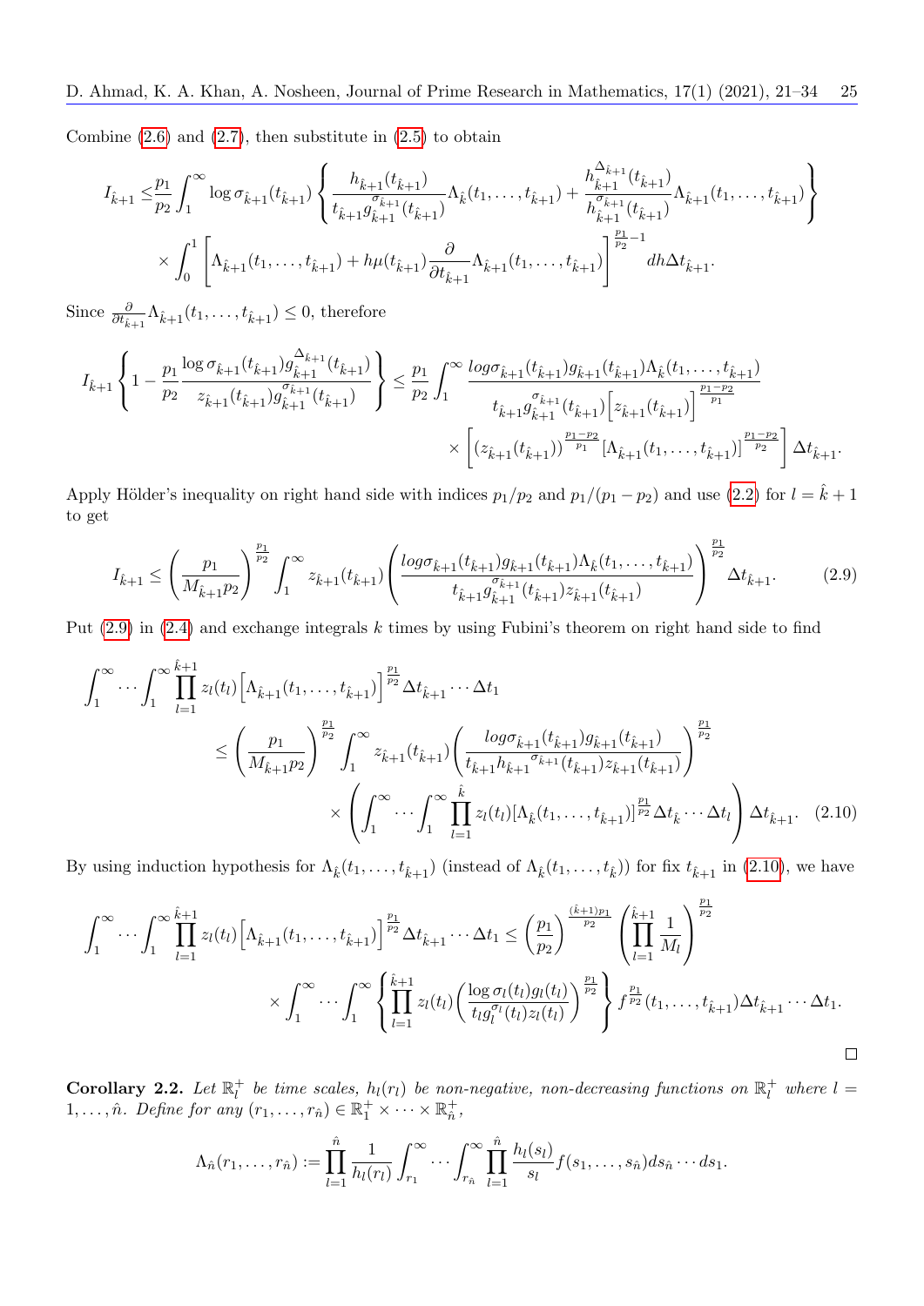Combine (2.6) and (2.7), then substitute in (2.5) to obtain

$$
\begin{aligned}
I_{\hat{k}+1} \leq & \frac{p_1}{p_2} \int_1^\infty \log \sigma_{\hat{k}+1}(t_{\hat{k}+1}) \left\{ \frac{h_{\hat{k}+1}(t_{\hat{k}+1})}{t_{\hat{k}+1} g_{\hat{k}+1}^{\sigma_{\hat{k}+1}}(t_{\hat{k}+1})} \Lambda_{\hat{k}}(t_1, \ldots, t_{\hat{k}+1}) + \frac{h_{\hat{k}+1}^{\Delta_{\hat{k}+1}}(t_{\hat{k}+1})}{h_{\hat{k}+1}^{\sigma_{\hat{k}+1}}(t_{\hat{k}+1})} \Lambda_{\hat{k}+1}(t_1, \ldots, t_{\hat{k}+1}) \right\} \\
& \times \int_0^1 \left[ \Lambda_{\hat{k}+1}(t_1, \ldots, t_{\hat{k}+1}) + h\mu(t_{\hat{k}+1}) \frac{\partial}{\partial t_{\hat{k}+1}} \Lambda_{\hat{k}+1}(t_1, \ldots, t_{\hat{k}+1}) \right]^{\frac{p_1}{p_2}-1} dh \Delta t_{\hat{k}+1}.
\end{aligned}
$$

Since $\frac{\partial}{\partial t_{\hat{k}+1}} \Lambda_{\hat{k}+1}(t_1, \ldots, t_{\hat{k}+1}) \leq 0$, therefore

$$
\begin{aligned}
I_{\hat{k}+1} \left\{ 1 - \frac{p_1}{p_2} \frac{\log \sigma_{\hat{k}+1}(t_{\hat{k}+1}) g_{\hat{k}+1}^{\Delta_{\hat{k}+1}}(t_{\hat{k}+1})}{z_{\hat{k}+1}(t_{\hat{k}+1}) g_{\hat{k}+1}^{\sigma_{\hat{k}+1}}(t_{\hat{k}+1})} \right\} \leq & \frac{p_1}{p_2} \int_1^\infty \frac{log\sigma_{\hat{k}+1}(t_{\hat{k}+1}) g_{\hat{k}+1}(t_{\hat{k}+1}) \Lambda_{\hat{k}}(t_1, \ldots, t_{\hat{k}+1})}{t_{\hat{k}+1} g_{\hat{k}+1}^{\sigma_{\hat{k}+1}}(t_{\hat{k}+1}) \Big[ z_{\hat{k}+1}(t_{\hat{k}+1}) \Big]^{\frac{p_1-p_2}{p_1}}} \\
& \times \left[ (z_{\hat{k}+1}(t_{\hat{k}+1}))^{\frac{p_1-p_2}{p_1}} [\Lambda_{\hat{k}+1}(t_1, \ldots, t_{\hat{k}+1})]^{\frac{p_1-p_2}{p_2}} \right] \Delta t_{\hat{k}+1}.
\end{aligned}
$$

Apply Hölder's inequality on right hand side with indices $p_1/p_2$ and $p_1/(p_1-p_2)$ and use (2.2) for $l = \hat{k}+1$ to get

$$
I_{\hat{k}+1} \leq \left( \frac{p_1}{M_{\hat{k}+1} p_2} \right)^{\frac{p_1}{p_2}} \int_1^\infty z_{\hat{k}+1}(t_{\hat{k}+1}) \left( \frac{log\sigma_{\hat{k}+1}(t_{\hat{k}+1}) g_{\hat{k}+1}(t_{\hat{k}+1}) \Lambda_{\hat{k}}(t_1, \ldots, t_{\hat{k}+1})}{t_{\hat{k}+1} g_{\hat{k}+1}^{\sigma_{\hat{k}+1}}(t_{\hat{k}+1}) z_{\hat{k}+1}(t_{\hat{k}+1})} \right)^{\frac{p_1}{p_2}} \Delta t_{\hat{k}+1}. \tag{2.9}
$$

Put (2.9) in (2.4) and exchange integrals $k$ times by using Fubini's theorem on right hand side to find

$$
\begin{aligned}
\int_1^\infty \cdots \int_1^\infty & \prod_{l=1}^{\hat{k}+1} z_l(t_l) \Big[ \Lambda_{\hat{k}+1}(t_1, \ldots, t_{\hat{k}+1}) \Big]^{\frac{p_1}{p_2}} \Delta t_{\hat{k}+1} \cdots \Delta t_1 \\
& \leq \left( \frac{p_1}{M_{\hat{k}+1} p_2} \right)^{\frac{p_1}{p_2}} \int_1^\infty z_{\hat{k}+1}(t_{\hat{k}+1}) \left( \frac{log\sigma_{\hat{k}+1}(t_{\hat{k}+1}) g_{\hat{k}+1}(t_{\hat{k}+1})}{t_{\hat{k}+1} {h_{\hat{k}+1}}^{\sigma_{\hat{k}+1}}(t_{\hat{k}+1}) z_{\hat{k}+1}(t_{\hat{k}+1})} \right)^{\frac{p_1}{p_2}} \\
& \qquad \times \left( \int_1^\infty \cdots \int_1^\infty \prod_{l=1}^{\hat{k}} z_l(t_l) [\Lambda_{\hat{k}}(t_1, \ldots, t_{\hat{k}+1})]^{\frac{p_1}{p_2}} \Delta t_{\hat{k}} \cdots \Delta t_l \right) \Delta t_{\hat{k}+1}. 
\end{aligned} \tag{2.10}
$$

By using induction hypothesis for $\Lambda_{\hat{k}}(t_1, \ldots, t_{\hat{k}+1})$ (instead of $\Lambda_{\hat{k}}(t_1, \ldots, t_{\hat{k}})$) for fix $t_{\hat{k}+1}$ in (2.10), we have

$$
\begin{aligned}
\int_1^\infty \cdots \int_1^\infty \prod_{l=1}^{\hat{k}+1} z_l(t_l) \Big[ \Lambda_{\hat{k}+1}(t_1, \ldots, t_{\hat{k}+1}) \Big]^{\frac{p_1}{p_2}} \Delta t_{\hat{k}+1} \cdots \Delta t_1 \leq & \left( \frac{p_1}{p_2} \right)^{\frac{(\hat{k}+1)p_1}{p_2}} \left( \prod_{l=1}^{\hat{k}+1} \frac{1}{M_l} \right)^{\frac{p_1}{p_2}} \\
\times \int_1^\infty \cdots \int_1^\infty & \left\{ \prod_{l=1}^{\hat{k}+1} z_l(t_l) \left( \frac{\log \sigma_l(t_l) g_l(t_l)}{t_l g_l^{\sigma_l}(t_l) z_l(t_l)} \right)^{\frac{p_1}{p_2}} \right\} f^{\frac{p_1}{p_2}}(t_1, \ldots, t_{\hat{k}+1}) \Delta t_{\hat{k}+1} \cdots \Delta t_1.
\end{aligned}
$$

□

**Corollary 2.2.** *Let $\mathbb{R}_l^+$ be time scales, $h_l(r_l)$ be non-negative, non-decreasing functions on $\mathbb{R}_l^+$ where $l = 1, \ldots, \hat{n}$. Define for any $(r_1, \ldots, r_{\hat{n}}) \in \mathbb{R}_1^+ \times \cdots \times \mathbb{R}_{\hat{n}}^+$,*

$$
\Lambda_{\hat{n}}(r_1, \ldots, r_{\hat{n}}) := \prod_{l=1}^{\hat{n}} \frac{1}{h_l(r_l)} \int_{r_1}^\infty \cdots \int_{r_{\hat{n}}}^\infty \prod_{l=1}^{\hat{n}} \frac{h_l(s_l)}{s_l} f(s_1, \ldots, s_{\hat{n}}) ds_{\hat{n}} \cdots ds_1.
$$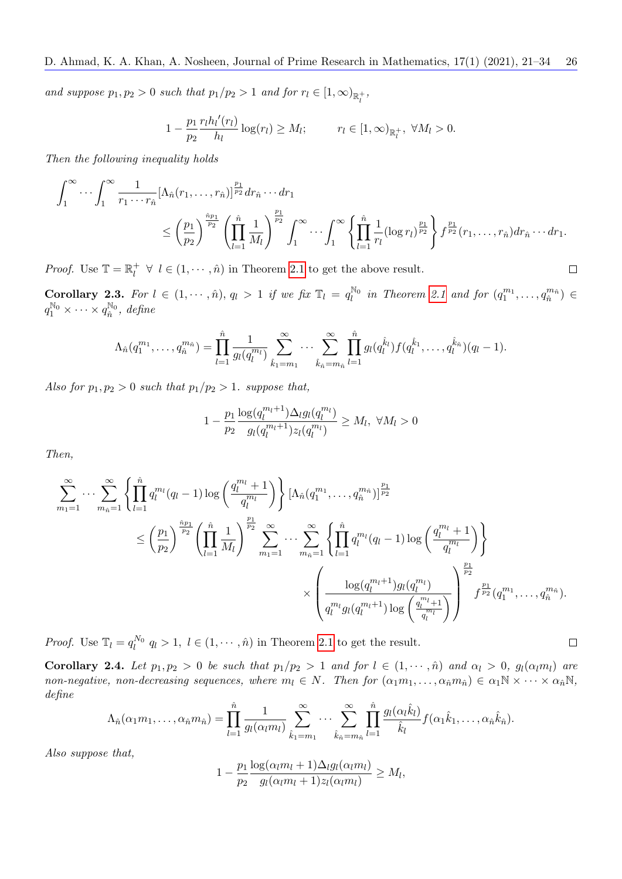*and suppose $p_1, p_2 > 0$ such that $p_1/p_2 > 1$ and for $r_l \in [1, \infty)_{\mathbb{R}_l^+}$,*

$$1 - \frac{p_1}{p_2} \frac{r_l {h_l}'(r_l)}{h_l} \log(r_l) \geq M_l; \qquad r_l \in [1, \infty)_{\mathbb{R}_l^+},\ \forall M_l > 0.$$

*Then the following inequality holds*

$$\int_1^\infty \cdots \int_1^\infty \frac{1}{r_1 \cdots r_{\hat{n}}} [\Lambda_{\hat{n}}(r_1, \dots, r_{\hat{n}})]^{\frac{p_1}{p_2}} dr_{\hat{n}} \cdots dr_1$$
$$\leq \left(\frac{p_1}{p_2}\right)^{\frac{\hat{n}p_1}{p_2}} \left(\prod_{l=1}^{\hat{n}} \frac{1}{M_l}\right)^{\frac{p_1}{p_2}} \int_1^\infty \cdots \int_1^\infty \left\{\prod_{l=1}^{\hat{n}} \frac{1}{r_l} (\log r_l)^{\frac{p_1}{p_2}}\right\} f^{\frac{p_1}{p_2}}(r_1, \dots, r_{\hat{n}}) dr_{\hat{n}} \cdots dr_1.$$

*Proof.* Use $\mathbb{T} = \mathbb{R}_l^+ \ \forall \ l \in (1, \cdots, \hat{n})$ in Theorem 2.1 to get the above result. □

**Corollary 2.3.** *For $l \in (1, \cdots, \hat{n})$, $q_l > 1$ if we fix $\mathbb{T}_l = q_l^{\mathbb{N}_0}$ in Theorem 2.1 and for $(q_1^{m_1}, \dots, q_{\hat{n}}^{m_{\hat{n}}}) \in q_1^{\mathbb{N}_0} \times \cdots \times q_{\hat{n}}^{\mathbb{N}_0}$, define*

$$\Lambda_{\hat{n}}(q_1^{m_1}, \dots, q_{\hat{n}}^{m_{\hat{n}}}) = \prod_{l=1}^{\hat{n}} \frac{1}{g_l(q_l^{m_l})} \sum_{\hat{k}_1 = m_1}^{\infty} \cdots \sum_{\hat{k}_{\hat{n}} = m_{\hat{n}}}^{\infty} \prod_{l=1}^{\hat{n}} g_l(q_l^{\hat{k}_l}) f(q_l^{\hat{k}_1}, \dots, q_l^{\hat{k}_{\hat{n}}})(q_l - 1).$$

*Also for $p_1, p_2 > 0$ such that $p_1/p_2 > 1$. suppose that,*

$$1 - \frac{p_1}{p_2} \frac{\log(q_l^{m_l+1}) \Delta_l g_l(q_l^{m_l})}{g_l(q_l^{m_l+1}) z_l(q_l^{m_l})} \geq M_l,\ \forall M_l > 0$$

*Then,*

$$\sum_{m_1=1}^{\infty} \cdots \sum_{m_{\hat{n}}=1}^{\infty} \left\{\prod_{l=1}^{\hat{n}} q_l^{m_l}(q_l - 1) \log\left(\frac{q_l^{m_l} + 1}{q_l^{m_l}}\right)\right\} [\Lambda_{\hat{n}}(q_1^{m_1}, \dots, q_{\hat{n}}^{m_{\hat{n}}})]^{\frac{p_1}{p_2}}$$
$$\leq \left(\frac{p_1}{p_2}\right)^{\frac{\hat{n}p_1}{p_2}} \left(\prod_{l=1}^{\hat{n}} \frac{1}{M_l}\right)^{\frac{p_1}{p_2}} \sum_{m_1=1}^{\infty} \cdots \sum_{m_{\hat{n}}=1}^{\infty} \left\{\prod_{l=1}^{\hat{n}} q_l^{m_l}(q_l - 1) \log\left(\frac{q_l^{m_l} + 1}{q_l^{m_l}}\right)\right\}$$
$$\times \left(\frac{\log(q_l^{m_l+1}) g_l(q_l^{m_l})}{q_l^{m_l} g_l(q_l^{m_l+1}) \log\left(\frac{q_l^{m_l}+1}{q_l^{m_l}}\right)}\right)^{\frac{p_1}{p_2}} f^{\frac{p_1}{p_2}}(q_1^{m_1}, \dots, q_{\hat{n}}^{m_{\hat{n}}}).$$

*Proof.* Use $\mathbb{T}_l = q_l^{N_0}$ $q_l > 1$, $l \in (1, \cdots, \hat{n})$ in Theorem 2.1 to get the result. □

**Corollary 2.4.** *Let $p_1, p_2 > 0$ be such that $p_1/p_2 > 1$ and for $l \in (1, \cdots, \hat{n})$ and $\alpha_l > 0$, $g_l(\alpha_l m_l)$ are non-negative, non-decreasing sequences, where $m_l \in N$. Then for $(\alpha_1 m_1, \dots, \alpha_{\hat{n}} m_{\hat{n}}) \in \alpha_1 \mathbb{N} \times \cdots \times \alpha_{\hat{n}} \mathbb{N}$, define*

$$\Lambda_{\hat{n}}(\alpha_1 m_1, \dots, \alpha_{\hat{n}} m_{\hat{n}}) = \prod_{l=1}^{\hat{n}} \frac{1}{g_l(\alpha_l m_l)} \sum_{\hat{k}_1 = m_1}^{\infty} \cdots \sum_{\hat{k}_{\hat{n}} = m_{\hat{n}}}^{\infty} \prod_{l=1}^{\hat{n}} \frac{g_l(\alpha_l \hat{k}_l)}{\hat{k}_l} f(\alpha_1 \hat{k}_1, \dots, \alpha_{\hat{n}} \hat{k}_{\hat{n}}).$$

*Also suppose that,*

$$1 - \frac{p_1}{p_2} \frac{\log(\alpha_l m_l + 1) \Delta_l g_l(\alpha_l m_l)}{g_l(\alpha_l m_l + 1) z_l(\alpha_l m_l)} \geq M_l,$$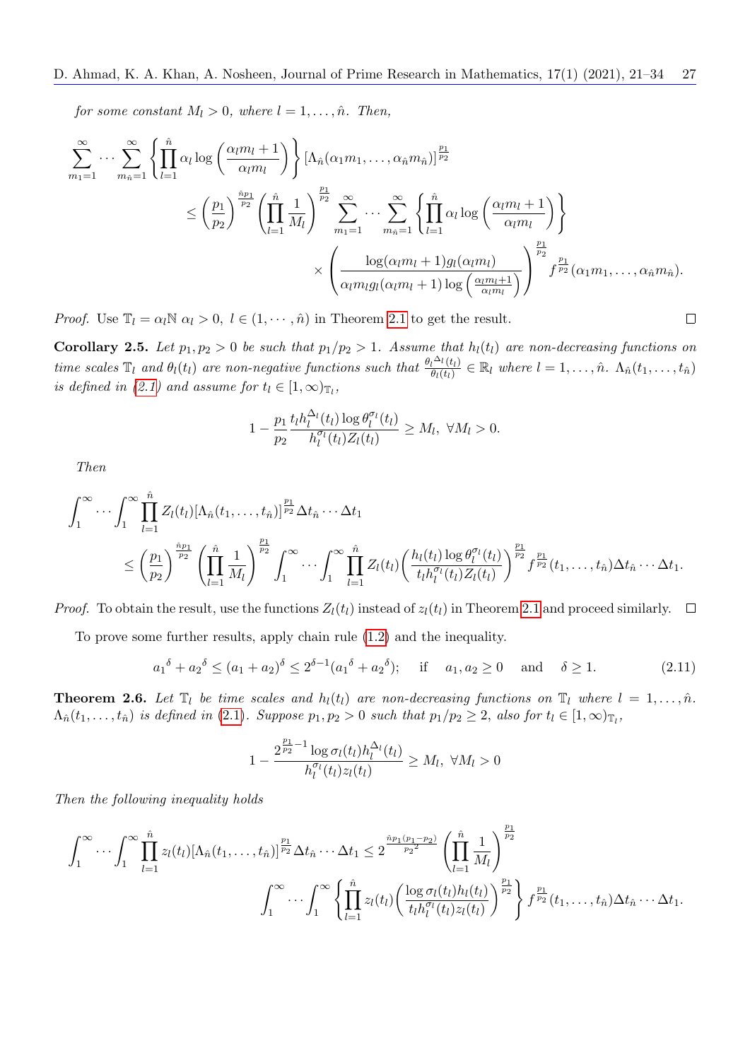*for some constant $M_l > 0$, where $l = 1, \ldots, \hat{n}$. Then,*

$$\sum_{m_1=1}^{\infty} \cdots \sum_{m_{\hat{n}}=1}^{\infty} \left\{ \prod_{l=1}^{\hat{n}} \alpha_l \log\left(\frac{\alpha_l m_l + 1}{\alpha_l m_l}\right) \right\} [\Lambda_{\hat{n}}(\alpha_1 m_1, \ldots, \alpha_{\hat{n}} m_{\hat{n}})]^{\frac{p_1}{p_2}}$$
$$\leq \left(\frac{p_1}{p_2}\right)^{\frac{\hat{n}p_1}{p_2}} \left(\prod_{l=1}^{\hat{n}} \frac{1}{M_l}\right)^{\frac{p_1}{p_2}} \sum_{m_1=1}^{\infty} \cdots \sum_{m_{\hat{n}}=1}^{\infty} \left\{ \prod_{l=1}^{\hat{n}} \alpha_l \log\left(\frac{\alpha_l m_l + 1}{\alpha_l m_l}\right) \right\}$$
$$\times \left( \frac{\log(\alpha_l m_l + 1) g_l(\alpha_l m_l)}{\alpha_l m_l g_l(\alpha_l m_l + 1) \log\left(\frac{\alpha_l m_l + 1}{\alpha_l m_l}\right)} \right)^{\frac{p_1}{p_2}} f^{\frac{p_1}{p_2}}(\alpha_1 m_1, \ldots, \alpha_{\hat{n}} m_{\hat{n}}).$$

*Proof.* Use $\mathbb{T}_l = \alpha_l \mathbb{N}$ $\alpha_l > 0$, $l \in (1, \cdots, \hat{n})$ in Theorem 2.1 to get the result. $\square$

**Corollary 2.5.** *Let $p_1, p_2 > 0$ be such that $p_1/p_2 > 1$. Assume that $h_l(t_l)$ are non-decreasing functions on time scales $\mathbb{T}_l$ and $\theta_l(t_l)$ are non-negative functions such that $\frac{\theta_l^{\Delta_l}(t_l)}{\theta_l(t_l)} \in \mathbb{R}_l$ where $l = 1, \ldots, \hat{n}$. $\Lambda_{\hat{n}}(t_1, \ldots, t_{\hat{n}})$ is defined in (2.1) and assume for $t_l \in [1, \infty)_{\mathbb{T}_l}$,*

$$1 - \frac{p_1}{p_2} \frac{t_l h_l^{\Delta_l}(t_l) \log \theta_l^{\sigma_l}(t_l)}{h_l^{\sigma_l}(t_l) Z_l(t_l)} \geq M_l, \ \forall M_l > 0.$$

*Then*

$$\int_1^{\infty} \cdots \int_1^{\infty} \prod_{l=1}^{\hat{n}} Z_l(t_l) [\Lambda_{\hat{n}}(t_1, \ldots, t_{\hat{n}})]^{\frac{p_1}{p_2}} \Delta t_{\hat{n}} \cdots \Delta t_1$$
$$\leq \left(\frac{p_1}{p_2}\right)^{\frac{\hat{n}p_1}{p_2}} \left(\prod_{l=1}^{\hat{n}} \frac{1}{M_l}\right)^{\frac{p_1}{p_2}} \int_1^{\infty} \cdots \int_1^{\infty} \prod_{l=1}^{\hat{n}} Z_l(t_l) \left( \frac{h_l(t_l) \log \theta_l^{\sigma_l}(t_l)}{t_l h_l^{\sigma_l}(t_l) Z_l(t_l)} \right)^{\frac{p_1}{p_2}} f^{\frac{p_1}{p_2}}(t_1, \ldots, t_{\hat{n}}) \Delta t_{\hat{n}} \cdots \Delta t_1.$$

*Proof.* To obtain the result, use the functions $Z_l(t_l)$ instead of $z_l(t_l)$ in Theorem 2.1 and proceed similarly. $\square$

To prove some further results, apply chain rule (1.2) and the inequality.

$$a_1{}^{\delta} + a_2{}^{\delta} \leq (a_1 + a_2)^{\delta} \leq 2^{\delta - 1}(a_1{}^{\delta} + a_2{}^{\delta}); \quad \text{if} \quad a_1, a_2 \geq 0 \quad \text{and} \quad \delta \geq 1. \tag{2.11}$$

**Theorem 2.6.** *Let $\mathbb{T}_l$ be time scales and $h_l(t_l)$ are non-decreasing functions on $\mathbb{T}_l$ where $l = 1, \ldots, \hat{n}$. $\Lambda_{\hat{n}}(t_1, \ldots, t_{\hat{n}})$ is defined in (2.1). Suppose $p_1, p_2 > 0$ such that $p_1/p_2 \geq 2$, also for $t_l \in [1, \infty)_{\mathbb{T}_l}$,*

$$1 - \frac{2^{\frac{p_1}{p_2} - 1} \log \sigma_l(t_l) h_l^{\Delta_l}(t_l)}{h_l^{\sigma_l}(t_l) z_l(t_l)} \geq M_l, \ \forall M_l > 0$$

*Then the following inequality holds*

$$\int_1^{\infty} \cdots \int_1^{\infty} \prod_{l=1}^{\hat{n}} z_l(t_l) [\Lambda_{\hat{n}}(t_1, \ldots, t_{\hat{n}})]^{\frac{p_1}{p_2}} \Delta t_{\hat{n}} \cdots \Delta t_1 \leq 2^{\frac{\hat{n}p_1(p_1 - p_2)}{p_2{}^2}} \left(\prod_{l=1}^{\hat{n}} \frac{1}{M_l}\right)^{\frac{p_1}{p_2}}$$
$$\int_1^{\infty} \cdots \int_1^{\infty} \left\{ \prod_{l=1}^{\hat{n}} z_l(t_l) \left( \frac{\log \sigma_l(t_l) h_l(t_l)}{t_l h_l^{\sigma_l}(t_l) z_l(t_l)} \right)^{\frac{p_1}{p_2}} \right\} f^{\frac{p_1}{p_2}}(t_1, \ldots, t_{\hat{n}}) \Delta t_{\hat{n}} \cdots \Delta t_1.$$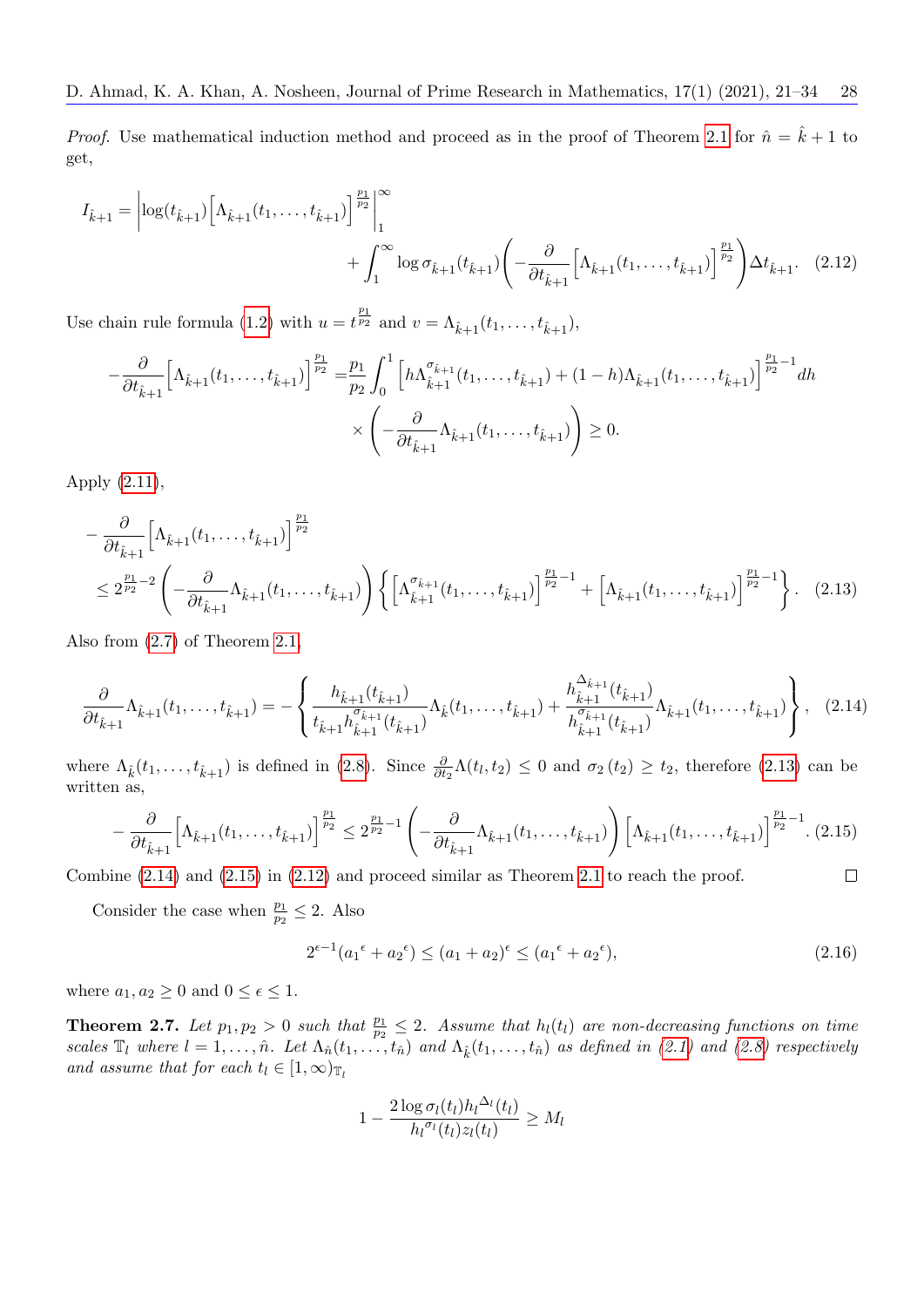*Proof.* Use mathematical induction method and proceed as in the proof of Theorem 2.1 for $\hat{n} = \hat{k}+1$ to get,

$$I_{\hat{k}+1} = \left|\log(t_{\hat{k}+1})\Big[\Lambda_{\hat{k}+1}(t_1,\ldots,t_{\hat{k}+1})\Big]^{\frac{p_1}{p_2}}\right|_1^\infty + \int_1^\infty \log\sigma_{\hat{k}+1}(t_{\hat{k}+1})\left(-\frac{\partial}{\partial t_{\hat{k}+1}}\Big[\Lambda_{\hat{k}+1}(t_1,\ldots,t_{\hat{k}+1})\Big]^{\frac{p_1}{p_2}}\right)\Delta t_{\hat{k}+1}. \quad (2.12)$$

Use chain rule formula (1.2) with $u = t^{\frac{p_1}{p_2}}$ and $v = \Lambda_{\hat{k}+1}(t_1,\ldots,t_{\hat{k}+1})$,

$$-\frac{\partial}{\partial t_{\hat{k}+1}}\Big[\Lambda_{\hat{k}+1}(t_1,\ldots,t_{\hat{k}+1})\Big]^{\frac{p_1}{p_2}} = \frac{p_1}{p_2}\int_0^1 \Big[h\Lambda_{\hat{k}+1}^{\sigma_{\hat{k}+1}}(t_1,\ldots,t_{\hat{k}+1}) + (1-h)\Lambda_{\hat{k}+1}(t_1,\ldots,t_{\hat{k}+1})\Big]^{\frac{p_1}{p_2}-1}dh \times\left(-\frac{\partial}{\partial t_{\hat{k}+1}}\Lambda_{\hat{k}+1}(t_1,\ldots,t_{\hat{k}+1})\right) \geq 0.$$

Apply (2.11),

$$\begin{aligned}
&-\frac{\partial}{\partial t_{\hat{k}+1}}\Big[\Lambda_{\hat{k}+1}(t_1,\ldots,t_{\hat{k}+1})\Big]^{\frac{p_1}{p_2}} \\
&\leq 2^{\frac{p_1}{p_2}-2}\left(-\frac{\partial}{\partial t_{\hat{k}+1}}\Lambda_{\hat{k}+1}(t_1,\ldots,t_{\hat{k}+1})\right)\left\{\Big[\Lambda_{\hat{k}+1}^{\sigma_{\hat{k}+1}}(t_1,\ldots,t_{\hat{k}+1})\Big]^{\frac{p_1}{p_2}-1} + \Big[\Lambda_{\hat{k}+1}(t_1,\ldots,t_{\hat{k}+1})\Big]^{\frac{p_1}{p_2}-1}\right\}. \quad (2.13)
\end{aligned}$$

Also from (2.7) of Theorem 2.1,

$$\frac{\partial}{\partial t_{\hat{k}+1}}\Lambda_{\hat{k}+1}(t_1,\ldots,t_{\hat{k}+1}) = -\left\{\frac{h_{\hat{k}+1}(t_{\hat{k}+1})}{t_{\hat{k}+1}h_{\hat{k}+1}^{\sigma_{\hat{k}+1}}(t_{\hat{k}+1})}\Lambda_{\hat{k}}(t_1,\ldots,t_{\hat{k}+1}) + \frac{h_{\hat{k}+1}^{\Delta_{\hat{k}+1}}(t_{\hat{k}+1})}{h_{\hat{k}+1}^{\sigma_{\hat{k}+1}}(t_{\hat{k}+1})}\Lambda_{\hat{k}+1}(t_1,\ldots,t_{\hat{k}+1})\right\}, \quad (2.14)$$

where $\Lambda_{\hat{k}}(t_1,\ldots,t_{\hat{k}+1})$ is defined in (2.8). Since $\frac{\partial}{\partial t_2}\Lambda(t_l,t_2) \leq 0$ and $\sigma_2(t_2) \geq t_2$, therefore (2.13) can be written as,

$$-\frac{\partial}{\partial t_{\hat{k}+1}}\Big[\Lambda_{\hat{k}+1}(t_1,\ldots,t_{\hat{k}+1})\Big]^{\frac{p_1}{p_2}} \leq 2^{\frac{p_1}{p_2}-1}\left(-\frac{\partial}{\partial t_{\hat{k}+1}}\Lambda_{\hat{k}+1}(t_1,\ldots,t_{\hat{k}+1})\right)\Big[\Lambda_{\hat{k}+1}(t_1,\ldots,t_{\hat{k}+1})\Big]^{\frac{p_1}{p_2}-1}. \quad (2.15)$$

Combine (2.14) and (2.15) in (2.12) and proceed similar as Theorem 2.1 to reach the proof. □

Consider the case when $\frac{p_1}{p_2} \leq 2$. Also

$$2^{\epsilon-1}({a_1}^\epsilon + {a_2}^\epsilon) \leq (a_1+a_2)^\epsilon \leq ({a_1}^\epsilon + {a_2}^\epsilon), \quad (2.16)$$

where $a_1, a_2 \geq 0$ and $0 \leq \epsilon \leq 1$.

**Theorem 2.7.** *Let $p_1, p_2 > 0$ such that $\frac{p_1}{p_2} \leq 2$. Assume that $h_l(t_l)$ are non-decreasing functions on time scales $\mathbb{T}_l$ where $l = 1,\ldots,\hat{n}$. Let $\Lambda_{\hat{n}}(t_1,\ldots,t_{\hat{n}})$ and $\Lambda_{\hat{k}}(t_1,\ldots,t_{\hat{n}})$ as defined in (2.1) and (2.8) respectively and assume that for each $t_l \in [1,\infty)_{\mathbb{T}_l}$*

$$1 - \frac{2\log\sigma_l(t_l)h_l^{\Delta_l}(t_l)}{h_l^{\sigma_l}(t_l)z_l(t_l)} \geq M_l$$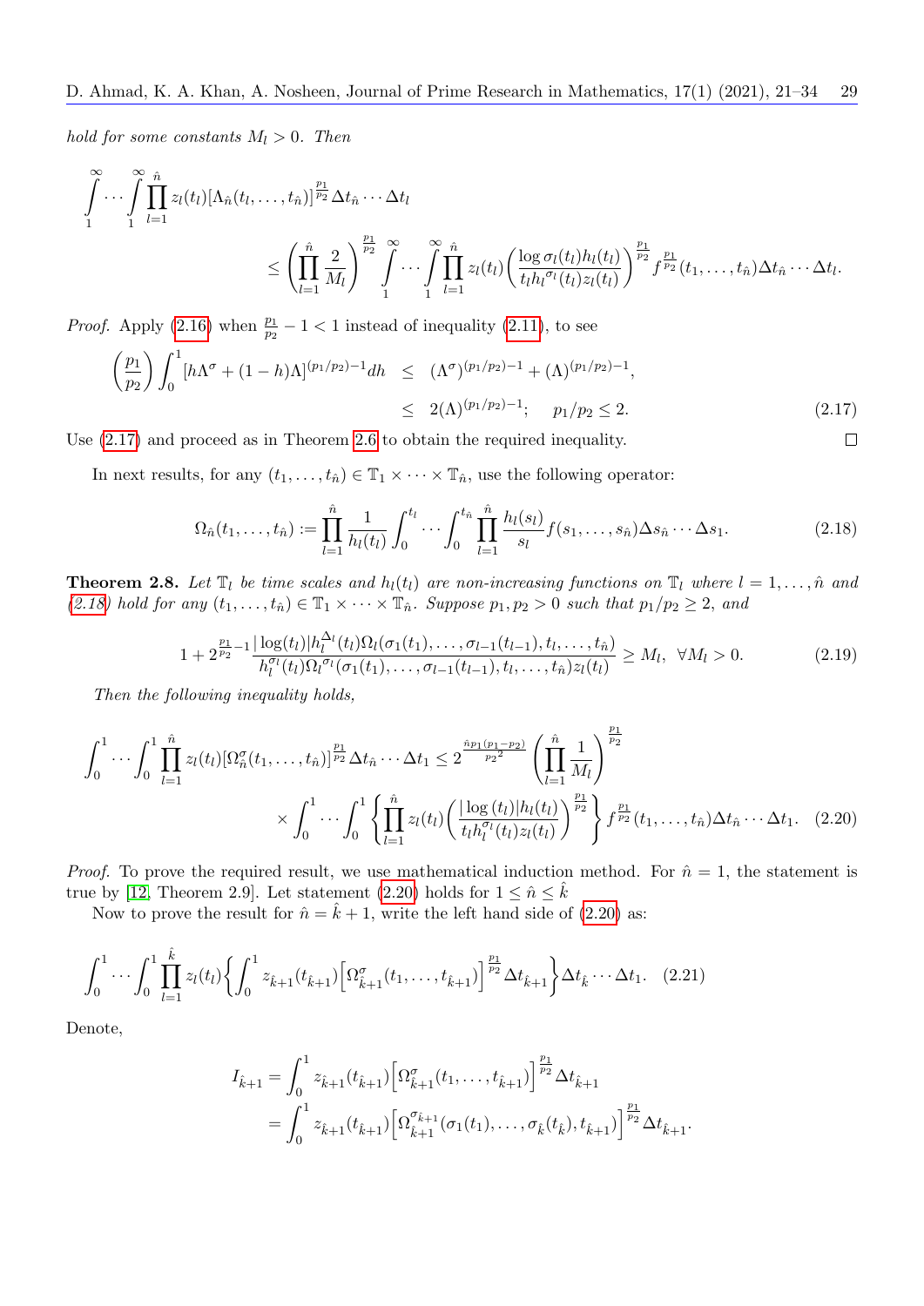*hold for some constants $M_l > 0$. Then*

$$\int_1^{\infty} \cdots \int_1^{\infty} \prod_{l=1}^{\hat{n}} z_l(t_l)[\Lambda_{\hat{n}}(t_l, \ldots, t_{\hat{n}})]^{\frac{p_1}{p_2}} \Delta t_{\hat{n}} \cdots \Delta t_l$$
$$\leq \left(\prod_{l=1}^{\hat{n}} \frac{2}{M_l}\right)^{\frac{p_1}{p_2}} \int_1^{\infty} \cdots \int_1^{\infty} \prod_{l=1}^{\hat{n}} z_l(t_l) \left(\frac{\log \sigma_l(t_l) h_l(t_l)}{t_l h_l^{\sigma_l}(t_l) z_l(t_l)}\right)^{\frac{p_1}{p_2}} f^{\frac{p_1}{p_2}}(t_1, \ldots, t_{\hat{n}}) \Delta t_{\hat{n}} \cdots \Delta t_l.$$

*Proof.* Apply (2.16) when $\frac{p_1}{p_2} - 1 < 1$ instead of inequality (2.11), to see

$$\left(\frac{p_1}{p_2}\right) \int_0^1 [h\Lambda^{\sigma} + (1-h)\Lambda]^{(p_1/p_2)-1} dh \leq (\Lambda^{\sigma})^{(p_1/p_2)-1} + (\Lambda)^{(p_1/p_2)-1},$$
$$\leq 2(\Lambda)^{(p_1/p_2)-1}; \quad p_1/p_2 \leq 2. \tag{2.17}$$

Use (2.17) and proceed as in Theorem 2.6 to obtain the required inequality. ☐

In next results, for any $(t_1, \ldots, t_{\hat{n}}) \in \mathbb{T}_1 \times \cdots \times \mathbb{T}_{\hat{n}}$, use the following operator:

$$\Omega_{\hat{n}}(t_1, \ldots, t_{\hat{n}}) := \prod_{l=1}^{\hat{n}} \frac{1}{h_l(t_l)} \int_0^{t_l} \cdots \int_0^{t_{\hat{n}}} \prod_{l=1}^{\hat{n}} \frac{h_l(s_l)}{s_l} f(s_1, \ldots, s_{\hat{n}}) \Delta s_{\hat{n}} \cdots \Delta s_1. \tag{2.18}$$

**Theorem 2.8.** *Let $\mathbb{T}_l$ be time scales and $h_l(t_l)$ are non-increasing functions on $\mathbb{T}_l$ where $l = 1, \ldots, \hat{n}$ and (2.18) hold for any $(t_1, \ldots, t_{\hat{n}}) \in \mathbb{T}_1 \times \cdots \times \mathbb{T}_{\hat{n}}$. Suppose $p_1, p_2 > 0$ such that $p_1/p_2 \geq 2$, and*

$$1 + 2^{\frac{p_1}{p_2}-1} \frac{|\log(t_l)| h_l^{\Delta_l}(t_l) \Omega_l(\sigma_1(t_1), \ldots, \sigma_{l-1}(t_{l-1}), t_l, \ldots, t_{\hat{n}})}{h_l^{\sigma_l}(t_l) \Omega_l^{\sigma_l}(\sigma_1(t_1), \ldots, \sigma_{l-1}(t_{l-1}), t_l, \ldots, t_{\hat{n}}) z_l(t_l)} \geq M_l, \ \ \forall M_l > 0. \tag{2.19}$$

*Then the following inequality holds,*

$$\int_0^1 \cdots \int_0^1 \prod_{l=1}^{\hat{n}} z_l(t_l) [\Omega_{\hat{n}}^{\sigma}(t_1, \ldots, t_{\hat{n}})]^{\frac{p_1}{p_2}} \Delta t_{\hat{n}} \cdots \Delta t_1 \leq 2^{\frac{\hat{n} p_1 (p_1 - p_2)}{{p_2}^2}} \left(\prod_{l=1}^{\hat{n}} \frac{1}{M_l}\right)^{\frac{p_1}{p_2}}$$
$$\times \int_0^1 \cdots \int_0^1 \left\{ \prod_{l=1}^{\hat{n}} z_l(t_l) \left(\frac{|\log(t_l)| h_l(t_l)}{t_l h_l^{\sigma_l}(t_l) z_l(t_l)}\right)^{\frac{p_1}{p_2}} \right\} f^{\frac{p_1}{p_2}}(t_1, \ldots, t_{\hat{n}}) \Delta t_{\hat{n}} \cdots \Delta t_1. \tag{2.20}$$

*Proof.* To prove the required result, we use mathematical induction method. For $\hat{n} = 1$, the statement is true by [12, Theorem 2.9]. Let statement (2.20) holds for $1 \leq \hat{n} \leq \hat{k}$

Now to prove the result for $\hat{n} = \hat{k} + 1$, write the left hand side of (2.20) as:

$$\int_0^1 \cdots \int_0^1 \prod_{l=1}^{\hat{k}} z_l(t_l) \left\{ \int_0^1 z_{\hat{k}+1}(t_{\hat{k}+1}) \left[\Omega_{\hat{k}+1}^{\sigma}(t_1, \ldots, t_{\hat{k}+1})\right]^{\frac{p_1}{p_2}} \Delta t_{\hat{k}+1} \right\} \Delta t_{\hat{k}} \cdots \Delta t_1. \tag{2.21}$$

Denote,

$$I_{\hat{k}+1} = \int_0^1 z_{\hat{k}+1}(t_{\hat{k}+1}) \left[\Omega_{\hat{k}+1}^{\sigma}(t_1, \ldots, t_{\hat{k}+1})\right]^{\frac{p_1}{p_2}} \Delta t_{\hat{k}+1}$$
$$= \int_0^1 z_{\hat{k}+1}(t_{\hat{k}+1}) \left[\Omega_{\hat{k}+1}^{\sigma_{\hat{k}+1}}(\sigma_1(t_1), \ldots, \sigma_{\hat{k}}(t_{\hat{k}}), t_{\hat{k}+1})\right]^{\frac{p_1}{p_2}} \Delta t_{\hat{k}+1}.$$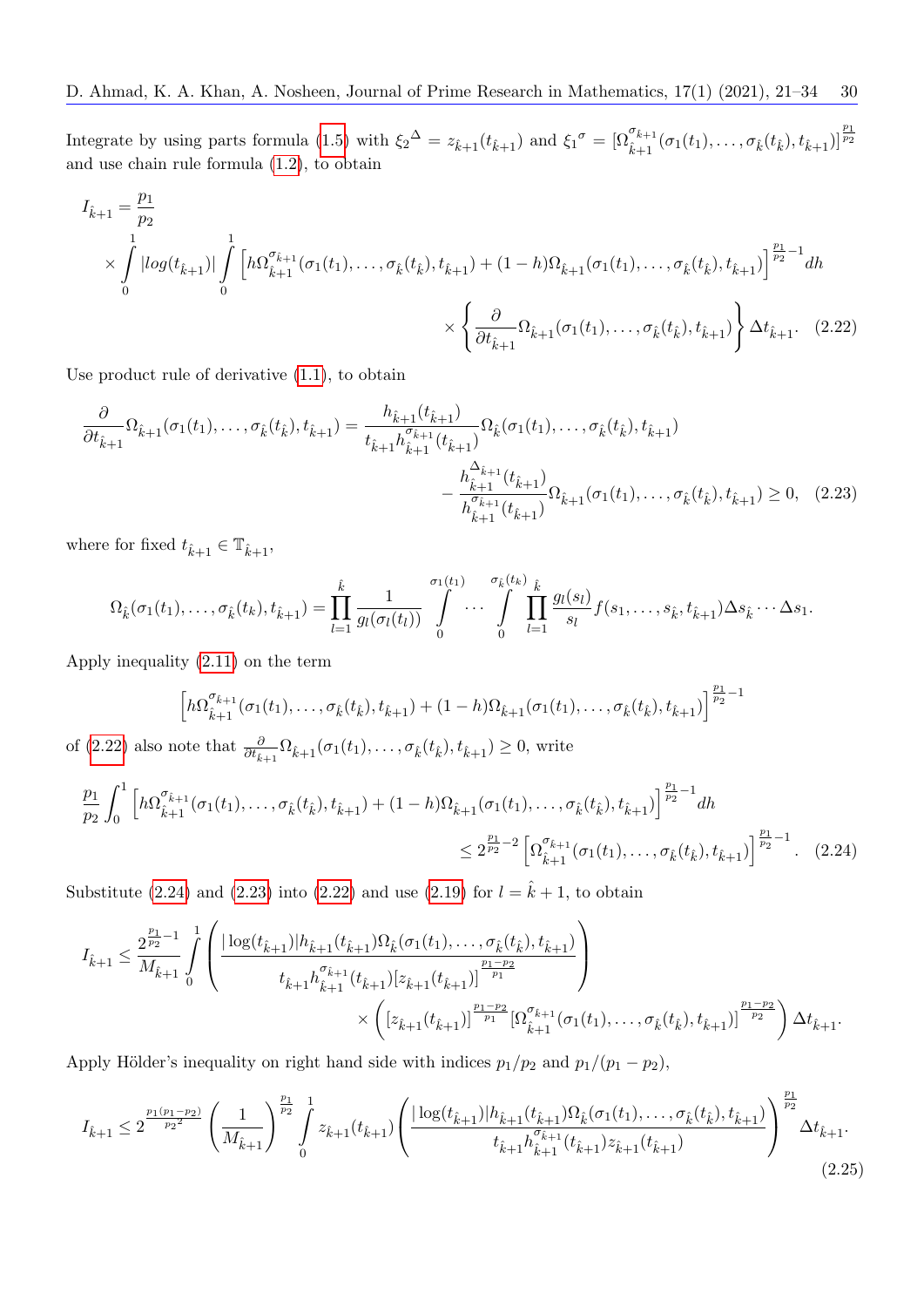Integrate by using parts formula (1.5) with ${\xi_2}^{\Delta} = z_{\hat{k}+1}(t_{\hat{k}+1})$ and ${\xi_1}^{\sigma} = [\Omega_{\hat{k}+1}^{\sigma_{\hat{k}+1}}(\sigma_1(t_1), \ldots, \sigma_{\hat{k}}(t_{\hat{k}}), t_{\hat{k}+1})]^{\frac{p_1}{p_2}}$ and use chain rule formula (1.2), to obtain

$$I_{\hat{k}+1} = \frac{p_1}{p_2} \times \int_0^1 |log(t_{\hat{k}+1})| \int_0^1 \left[h\Omega_{\hat{k}+1}^{\sigma_{\hat{k}+1}}(\sigma_1(t_1), \ldots, \sigma_{\hat{k}}(t_{\hat{k}}), t_{\hat{k}+1}) + (1-h)\Omega_{\hat{k}+1}(\sigma_1(t_1), \ldots, \sigma_{\hat{k}}(t_{\hat{k}}), t_{\hat{k}+1})\right]^{\frac{p_1}{p_2}-1} dh \times \left\{\frac{\partial}{\partial t_{\hat{k}+1}} \Omega_{\hat{k}+1}(\sigma_1(t_1), \ldots, \sigma_{\hat{k}}(t_{\hat{k}}), t_{\hat{k}+1})\right\} \Delta t_{\hat{k}+1}. \quad (2.22)$$

Use product rule of derivative (1.1), to obtain

$$\frac{\partial}{\partial t_{\hat{k}+1}} \Omega_{\hat{k}+1}(\sigma_1(t_1), \ldots, \sigma_{\hat{k}}(t_{\hat{k}}), t_{\hat{k}+1}) = \frac{h_{\hat{k}+1}(t_{\hat{k}+1})}{t_{\hat{k}+1} h_{\hat{k}+1}^{\sigma_{\hat{k}+1}}(t_{\hat{k}+1})} \Omega_{\hat{k}}(\sigma_1(t_1), \ldots, \sigma_{\hat{k}}(t_{\hat{k}}), t_{\hat{k}+1}) - \frac{h_{\hat{k}+1}^{\Delta_{\hat{k}+1}}(t_{\hat{k}+1})}{h_{\hat{k}+1}^{\sigma_{\hat{k}+1}}(t_{\hat{k}+1})} \Omega_{\hat{k}+1}(\sigma_1(t_1), \ldots, \sigma_{\hat{k}}(t_{\hat{k}}), t_{\hat{k}+1}) \geq 0, \quad (2.23)$$

where for fixed $t_{\hat{k}+1} \in \mathbb{T}_{\hat{k}+1}$,

$$\Omega_{\hat{k}}(\sigma_1(t_1), \ldots, \sigma_{\hat{k}}(t_k), t_{\hat{k}+1}) = \prod_{l=1}^{\hat{k}} \frac{1}{g_l(\sigma_l(t_l))} \int_0^{\sigma_1(t_1)} \cdots \int_0^{\sigma_{\hat{k}}(t_k)} \prod_{l=1}^{\hat{k}} \frac{g_l(s_l)}{s_l} f(s_1, \ldots, s_{\hat{k}}, t_{\hat{k}+1}) \Delta s_{\hat{k}} \cdots \Delta s_1.$$

Apply inequality (2.11) on the term

$$\left[h\Omega_{\hat{k}+1}^{\sigma_{\hat{k}+1}}(\sigma_1(t_1), \ldots, \sigma_{\hat{k}}(t_{\hat{k}}), t_{\hat{k}+1}) + (1-h)\Omega_{\hat{k}+1}(\sigma_1(t_1), \ldots, \sigma_{\hat{k}}(t_{\hat{k}}), t_{\hat{k}+1})\right]^{\frac{p_1}{p_2}-1}$$

of (2.22) also note that $\frac{\partial}{\partial t_{\hat{k}+1}} \Omega_{\hat{k}+1}(\sigma_1(t_1), \ldots, \sigma_{\hat{k}}(t_{\hat{k}}), t_{\hat{k}+1}) \geq 0$, write

$$\frac{p_1}{p_2} \int_0^1 \left[h\Omega_{\hat{k}+1}^{\sigma_{\hat{k}+1}}(\sigma_1(t_1), \ldots, \sigma_{\hat{k}}(t_{\hat{k}}), t_{\hat{k}+1}) + (1-h)\Omega_{\hat{k}+1}(\sigma_1(t_1), \ldots, \sigma_{\hat{k}}(t_{\hat{k}}), t_{\hat{k}+1})\right]^{\frac{p_1}{p_2}-1} dh \leq 2^{\frac{p_1}{p_2}-2} \left[\Omega_{\hat{k}+1}^{\sigma_{\hat{k}+1}}(\sigma_1(t_1), \ldots, \sigma_{\hat{k}}(t_{\hat{k}}), t_{\hat{k}+1})\right]^{\frac{p_1}{p_2}-1}. \quad (2.24)$$

Substitute (2.24) and (2.23) into (2.22) and use (2.19) for $l = \hat{k}+1$, to obtain

$$I_{\hat{k}+1} \leq \frac{2^{\frac{p_1}{p_2}-1}}{M_{\hat{k}+1}} \int_0^1 \left( \frac{|\log(t_{\hat{k}+1})| h_{\hat{k}+1}(t_{\hat{k}+1}) \Omega_{\hat{k}}(\sigma_1(t_1), \ldots, \sigma_{\hat{k}}(t_{\hat{k}}), t_{\hat{k}+1})}{t_{\hat{k}+1} h_{\hat{k}+1}^{\sigma_{\hat{k}+1}}(t_{\hat{k}+1}) [z_{\hat{k}+1}(t_{\hat{k}+1})]^{\frac{p_1-p_2}{p_1}}} \right) \times \left( [z_{\hat{k}+1}(t_{\hat{k}+1})]^{\frac{p_1-p_2}{p_1}} [\Omega_{\hat{k}+1}^{\sigma_{\hat{k}+1}}(\sigma_1(t_1), \ldots, \sigma_{\hat{k}}(t_{\hat{k}}), t_{\hat{k}+1})]^{\frac{p_1-p_2}{p_2}} \right) \Delta t_{\hat{k}+1}.$$

Apply Hölder's inequality on right hand side with indices $p_1/p_2$ and $p_1/(p_1-p_2)$,

$$I_{\hat{k}+1} \leq 2^{\frac{p_1(p_1-p_2)}{{p_2}^2}} \left(\frac{1}{M_{\hat{k}+1}}\right)^{\frac{p_1}{p_2}} \int_0^1 z_{\hat{k}+1}(t_{\hat{k}+1}) \left( \frac{|\log(t_{\hat{k}+1})| h_{\hat{k}+1}(t_{\hat{k}+1}) \Omega_{\hat{k}}(\sigma_1(t_1), \ldots, \sigma_{\hat{k}}(t_{\hat{k}}), t_{\hat{k}+1})}{t_{\hat{k}+1} h_{\hat{k}+1}^{\sigma_{\hat{k}+1}}(t_{\hat{k}+1}) z_{\hat{k}+1}(t_{\hat{k}+1})} \right)^{\frac{p_1}{p_2}} \Delta t_{\hat{k}+1}. \quad (2.25)$$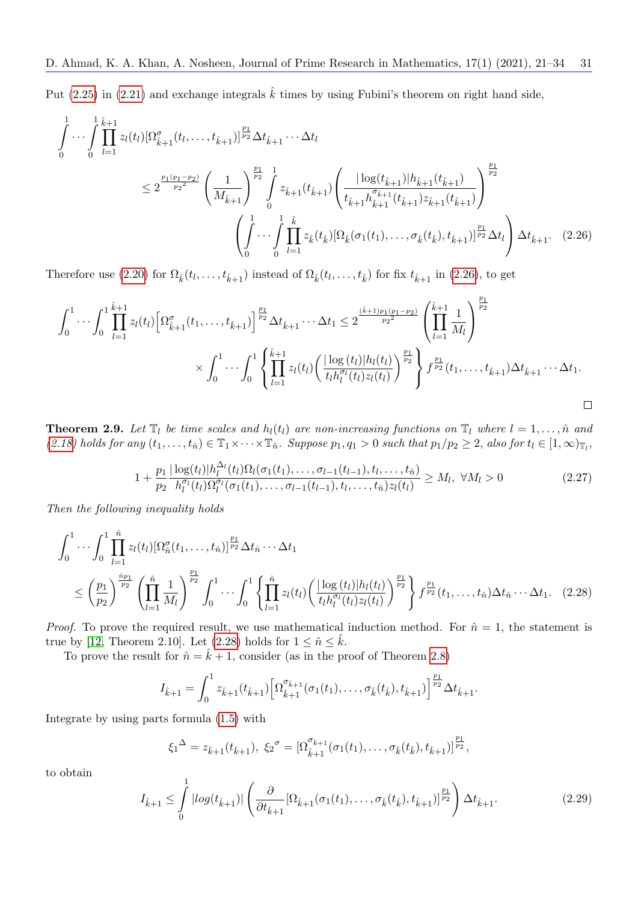Put (2.25) in (2.21) and exchange integrals $\hat{k}$ times by using Fubini's theorem on right hand side,

$$\int_0^1 \cdots \int_0^1 \prod_{l=1}^{\hat{k}+1} z_l(t_l)[\Omega^{\sigma}_{\hat{k}+1}(t_l, \ldots, t_{\hat{k}+1})]^{\frac{p_1}{p_2}} \Delta t_{\hat{k}+1} \cdots \Delta t_l$$

$$\leq 2^{\frac{p_1(p_1-p_2)}{p_2{}^2}} \left(\frac{1}{M_{\hat{k}+1}}\right)^{\frac{p_1}{p_2}} \int_0^1 z_{\hat{k}+1}(t_{\hat{k}+1}) \left(\frac{|\log(t_{\hat{k}+1})| h_{\hat{k}+1}(t_{\hat{k}+1})}{t_{\hat{k}+1} h^{\sigma_{\hat{k}+1}}_{\hat{k}+1}(t_{\hat{k}+1}) z_{\hat{k}+1}(t_{\hat{k}+1})}\right)^{\frac{p_1}{p_2}}$$

$$\left(\int_0^1 \cdots \int_0^1 \prod_{l=1}^{\hat{k}} z_{\hat{k}}(t_{\hat{k}})[\Omega_{\hat{k}}(\sigma_1(t_1), \ldots, \sigma_{\hat{k}}(t_{\hat{k}}), t_{\hat{k}+1})]^{\frac{p_1}{p_2}} \Delta t_l\right) \Delta t_{\hat{k}+1}. \quad (2.26)$$

Therefore use (2.20) for $\Omega_{\hat{k}}(t_l, \ldots, t_{\hat{k}+1})$ instead of $\Omega_{\hat{k}}(t_l, \ldots, t_{\hat{k}})$ for fix $t_{\hat{k}+1}$ in (2.26), to get

$$\int_0^1 \cdots \int_0^1 \prod_{l=1}^{\hat{k}+1} z_l(t_l)\Big[\Omega^{\sigma}_{\hat{k}+1}(t_1, \ldots, t_{\hat{k}+1})\Big]^{\frac{p_1}{p_2}} \Delta t_{\hat{k}+1} \cdots \Delta t_1 \leq 2^{\frac{(\hat{k}+1)p_1(p_1-p_2)}{p_2{}^2}} \left(\prod_{l=1}^{\hat{k}+1} \frac{1}{M_l}\right)^{\frac{p_1}{p_2}}$$

$$\times \int_0^1 \cdots \int_0^1 \left\{\prod_{l=1}^{\hat{k}+1} z_l(t_l) \left(\frac{|\log(t_l)| h_l(t_l)}{t_l h^{\sigma_l}_l(t_l) z_l(t_l)}\right)^{\frac{p_1}{p_2}}\right\} f^{\frac{p_1}{p_2}}(t_1, \ldots, t_{\hat{k}+1}) \Delta t_{\hat{k}+1} \cdots \Delta t_1.$$

□

**Theorem 2.9.** *Let $\mathbb{T}_l$ be time scales and $h_l(t_l)$ are non-increasing functions on $\mathbb{T}_l$ where $l = 1, \ldots, \hat{n}$ and (2.18) holds for any $(t_1, \ldots, t_{\hat{n}}) \in \mathbb{T}_1 \times \cdots \times \mathbb{T}_{\hat{n}}$. Suppose $p_1, q_1 > 0$ such that $p_1/p_2 \geq 2$, also for $t_l \in [1, \infty)_{\mathbb{T}_l}$,*

$$1 + \frac{p_1}{p_2} \frac{|\log(t_l)| h^{\Delta_l}_l(t_l) \Omega_l(\sigma_1(t_1), \ldots, \sigma_{l-1}(t_{l-1}), t_l, \ldots, t_{\hat{n}})}{h^{\sigma_l}_l(t_l) \Omega^{\sigma_l}_l(\sigma_1(t_1), \ldots, \sigma_{l-1}(t_{l-1}), t_l, \ldots, t_{\hat{n}}) z_l(t_l)} \geq M_l, \ \forall M_l > 0 \quad (2.27)$$

*Then the following inequality holds*

$$\int_0^1 \cdots \int_0^1 \prod_{l=1}^{\hat{n}} z_l(t_l)[\Omega^{\sigma}_{\hat{n}}(t_1, \ldots, t_{\hat{n}})]^{\frac{p_1}{p_2}} \Delta t_{\hat{n}} \cdots \Delta t_1$$

$$\leq \left(\frac{p_1}{p_2}\right)^{\frac{\hat{n}p_1}{p_2}} \left(\prod_{l=1}^{\hat{n}} \frac{1}{M_l}\right)^{\frac{p_1}{p_2}} \int_0^1 \cdots \int_0^1 \left\{\prod_{l=1}^{\hat{n}} z_l(t_l) \left(\frac{|\log(t_l)| h_l(t_l)}{t_l h^{\sigma_l}_l(t_l) z_l(t_l)}\right)^{\frac{p_1}{p_2}}\right\} f^{\frac{p_1}{p_2}}(t_1, \ldots, t_{\hat{n}}) \Delta t_{\hat{n}} \cdots \Delta t_1. \quad (2.28)$$

*Proof.* To prove the required result, we use mathematical induction method. For $\hat{n} = 1$, the statement is true by [12, Theorem 2.10]. Let (2.28) holds for $1 \leq \hat{n} \leq \hat{k}$.

To prove the result for $\hat{n} = \hat{k} + 1$, consider (as in the proof of Theorem 2.8)

$$I_{\hat{k}+1} = \int_0^1 z_{\hat{k}+1}(t_{\hat{k}+1}) \Big[\Omega^{\sigma_{\hat{k}+1}}_{\hat{k}+1}(\sigma_1(t_1), \ldots, \sigma_{\hat{k}}(t_{\hat{k}}), t_{\hat{k}+1})\Big]^{\frac{p_1}{p_2}} \Delta t_{\hat{k}+1}.$$

Integrate by using parts formula (1.5) with

$$\xi_1{}^{\Delta} = z_{\hat{k}+1}(t_{\hat{k}+1}), \ \xi_2{}^{\sigma} = [\Omega^{\sigma_{\hat{k}+1}}_{\hat{k}+1}(\sigma_1(t_1), \ldots, \sigma_{\hat{k}}(t_{\hat{k}}), t_{\hat{k}+1})]^{\frac{p_1}{p_2}},$$

to obtain

$$I_{\hat{k}+1} \leq \int_0^1 |log(t_{\hat{k}+1})| \left(\frac{\partial}{\partial t_{\hat{k}+1}} [\Omega_{\hat{k}+1}(\sigma_1(t_1), \ldots, \sigma_{\hat{k}}(t_{\hat{k}}), t_{\hat{k}+1})]^{\frac{p_1}{p_2}}\right) \Delta t_{\hat{k}+1}. \quad (2.29)$$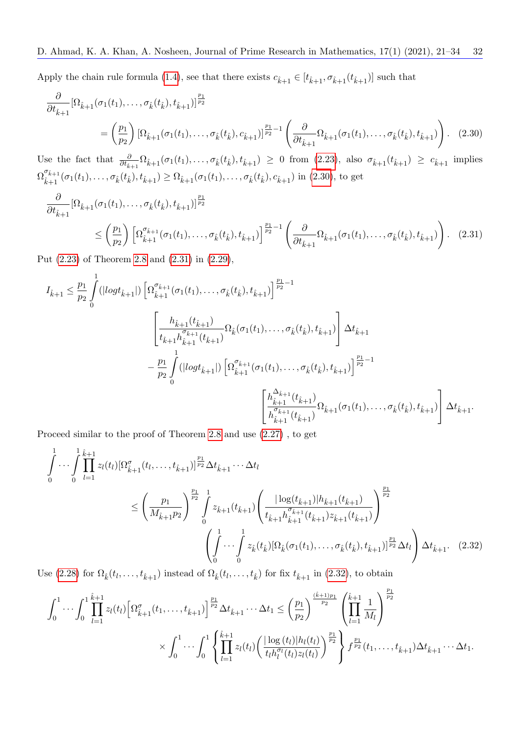Apply the chain rule formula (1.4), see that there exists $c_{\hat{k}+1} \in [t_{\hat{k}+1}, \sigma_{\hat{k}+1}(t_{\hat{k}+1})]$ such that

$$
\begin{aligned}
&\frac{\partial}{\partial t_{\hat{k}+1}} [\Omega_{\hat{k}+1}(\sigma_1(t_1), \dots, \sigma_{\hat{k}}(t_{\hat{k}}), t_{\hat{k}+1})]^{\frac{p_1}{p_2}} \\
&\qquad = \left(\frac{p_1}{p_2}\right) [\Omega_{\hat{k}+1}(\sigma_1(t_1), \dots, \sigma_{\hat{k}}(t_{\hat{k}}), c_{\hat{k}+1})]^{\frac{p_1}{p_2}-1} \left(\frac{\partial}{\partial t_{\hat{k}+1}} \Omega_{\hat{k}+1}(\sigma_1(t_1), \dots, \sigma_{\hat{k}}(t_{\hat{k}}), t_{\hat{k}+1})\right). \quad (2.30)
\end{aligned}
$$

Use the fact that $\frac{\partial}{\partial t_{\hat{k}+1}} \Omega_{\hat{k}+1}(\sigma_1(t_1), \dots, \sigma_{\hat{k}}(t_{\hat{k}}), t_{\hat{k}+1}) \geq 0$ from (2.23), also $\sigma_{\hat{k}+1}(t_{\hat{k}+1}) \geq c_{\hat{k}+1}$ implies $\Omega^{\sigma_{\hat{k}+1}}_{\hat{k}+1}(\sigma_1(t_1), \dots, \sigma_{\hat{k}}(t_{\hat{k}}), t_{\hat{k}+1}) \geq \Omega_{\hat{k}+1}(\sigma_1(t_1), \dots, \sigma_{\hat{k}}(t_{\hat{k}}), c_{\hat{k}+1})$ in (2.30), to get

$$
\begin{aligned}
&\frac{\partial}{\partial t_{\hat{k}+1}} [\Omega_{\hat{k}+1}(\sigma_1(t_1), \dots, \sigma_{\hat{k}}(t_{\hat{k}}), t_{\hat{k}+1})]^{\frac{p_1}{p_2}} \\
&\qquad \leq \left(\frac{p_1}{p_2}\right) \left[\Omega^{\sigma_{\hat{k}+1}}_{\hat{k}+1}(\sigma_1(t_1), \dots, \sigma_{\hat{k}}(t_{\hat{k}}), t_{\hat{k}+1})\right]^{\frac{p_1}{p_2}-1} \left(\frac{\partial}{\partial t_{\hat{k}+1}} \Omega_{\hat{k}+1}(\sigma_1(t_1), \dots, \sigma_{\hat{k}}(t_{\hat{k}}), t_{\hat{k}+1})\right). \quad (2.31)
\end{aligned}
$$

Put (2.23) of Theorem 2.8 and (2.31) in (2.29),

$$
\begin{aligned}
I_{\hat{k}+1} \leq \frac{p_1}{p_2} \int_0^1 (|log t_{\hat{k}+1}|) &\left[\Omega^{\sigma_{\hat{k}+1}}_{\hat{k}+1}(\sigma_1(t_1), \dots, \sigma_{\hat{k}}(t_{\hat{k}}), t_{\hat{k}+1})\right]^{\frac{p_1}{p_2}-1} \\
&\left[\frac{h_{\hat{k}+1}(t_{\hat{k}+1})}{t_{\hat{k}+1} h^{\sigma_{\hat{k}+1}}_{\hat{k}+1}(t_{\hat{k}+1})} \Omega_{\hat{k}}(\sigma_1(t_1), \dots, \sigma_{\hat{k}}(t_{\hat{k}}), t_{\hat{k}+1})\right] \Delta t_{\hat{k}+1} \\
&- \frac{p_1}{p_2} \int_0^1 (|log t_{\hat{k}+1}|) \left[\Omega^{\sigma_{\hat{k}+1}}_{\hat{k}+1}(\sigma_1(t_1), \dots, \sigma_{\hat{k}}(t_{\hat{k}}), t_{\hat{k}+1})\right]^{\frac{p_1}{p_2}-1} \\
&\qquad \left[\frac{h^{\Delta_{\hat{k}+1}}_{\hat{k}+1}(t_{\hat{k}+1})}{h^{\sigma_{\hat{k}+1}}_{\hat{k}+1}(t_{\hat{k}+1})} \Omega_{\hat{k}+1}(\sigma_1(t_1), \dots, \sigma_{\hat{k}}(t_{\hat{k}}), t_{\hat{k}+1})\right] \Delta t_{\hat{k}+1}.
\end{aligned}
$$

Proceed similar to the proof of Theorem 2.8 and use (2.27) , to get

$$
\begin{aligned}
&\int_0^1 \cdots \int_0^1 \prod_{l=1}^{\hat{k}+1} z_l(t_l) [\Omega^{\sigma}_{\hat{k}+1}(t_l, \dots, t_{\hat{k}+1})]^{\frac{p_1}{p_2}} \Delta t_{\hat{k}+1} \cdots \Delta t_l \\
&\qquad \leq \left(\frac{p_1}{M_{\hat{k}+1} p_2}\right)^{\frac{p_1}{p_2}} \int_0^1 z_{\hat{k}+1}(t_{\hat{k}+1}) \left(\frac{|\log(t_{\hat{k}+1})| h_{\hat{k}+1}(t_{\hat{k}+1})}{t_{\hat{k}+1} h^{\sigma_{\hat{k}+1}}_{\hat{k}+1}(t_{\hat{k}+1}) z_{\hat{k}+1}(t_{\hat{k}+1})}\right)^{\frac{p_1}{p_2}} \\
&\qquad\qquad \left(\int_0^1 \cdots \int_0^1 z_{\hat{k}}(t_{\hat{k}}) [\Omega_{\hat{k}}(\sigma_1(t_1), \dots, \sigma_{\hat{k}}(t_{\hat{k}}), t_{\hat{k}+1})]^{\frac{p_1}{p_2}} \Delta t_l\right) \Delta t_{\hat{k}+1}. \quad (2.32)
\end{aligned}
$$

Use (2.28) for $\Omega_{\hat{k}}(t_l, \dots, t_{\hat{k}+1})$ instead of $\Omega_{\hat{k}}(t_l, \dots, t_{\hat{k}})$ for fix $t_{\hat{k}+1}$ in (2.32), to obtain

$$
\begin{aligned}
\int_0^1 \cdots \int_0^1 \prod_{l=1}^{\hat{k}+1} z_l(t_l) \Big[\Omega^{\sigma}_{\hat{k}+1}(t_1, \dots, t_{\hat{k}+1})\Big]^{\frac{p_1}{p_2}} \Delta t_{\hat{k}+1} \cdots \Delta t_1 &\leq \left(\frac{p_1}{p_2}\right)^{\frac{(\hat{k}+1)p_1}{p_2}} \left(\prod_{l=1}^{\hat{k}+1} \frac{1}{M_l}\right)^{\frac{p_1}{p_2}} \\
\times \int_0^1 \cdots \int_0^1 &\left\{\prod_{l=1}^{\hat{k}+1} z_l(t_l) \Big(\frac{|\log(t_l)| h_l(t_l)}{t_l h^{\sigma_l}_l(t_l) z_l(t_l)}\Big)^{\frac{p_1}{p_2}}\right\} f^{\frac{p_1}{p_2}}(t_1, \dots, t_{\hat{k}+1}) \Delta t_{\hat{k}+1} \cdots \Delta t_1.
\end{aligned}
$$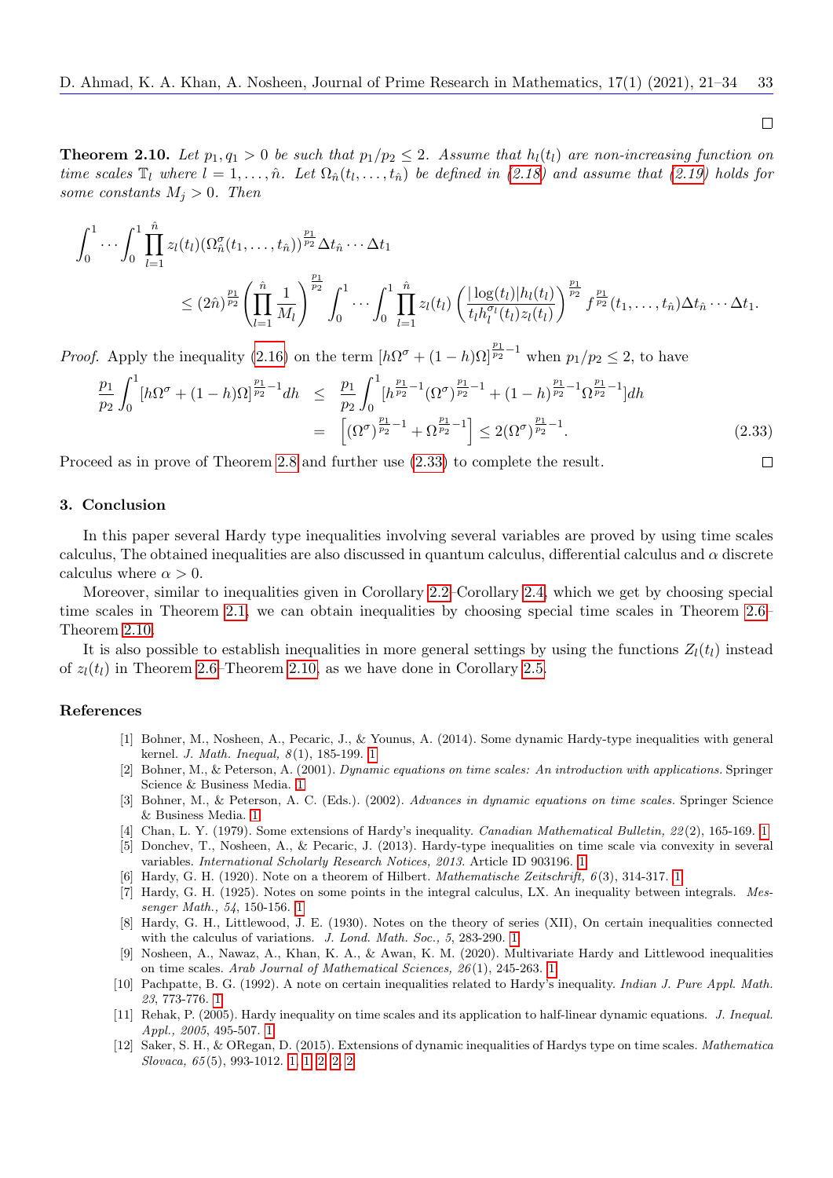□

**Theorem 2.10.** *Let $p_1, q_1 > 0$ be such that $p_1/p_2 \leq 2$. Assume that $h_l(t_l)$ are non-increasing function on time scales $\mathbb{T}_l$ where $l = 1, \ldots, \hat{n}$. Let $\Omega_{\hat{n}}(t_1, \ldots, t_{\hat{n}})$ be defined in (2.18) and assume that (2.19) holds for some constants $M_j > 0$. Then*

$$\int_0^1 \cdots \int_0^1 \prod_{l=1}^{\hat{n}} z_l(t_l) (\Omega_{\hat{n}}^{\sigma}(t_1, \ldots, t_{\hat{n}}))^{\frac{p_1}{p_2}} \Delta t_{\hat{n}} \cdots \Delta t_1$$
$$\leq (2\hat{n})^{\frac{p_1}{p_2}} \left( \prod_{l=1}^{\hat{n}} \frac{1}{M_l} \right)^{\frac{p_1}{p_2}} \int_0^1 \cdots \int_0^1 \prod_{l=1}^{\hat{n}} z_l(t_l) \left( \frac{|\log(t_l)| h_l(t_l)}{t_l h_l^{\sigma_l}(t_l) z_l(t_l)} \right)^{\frac{p_1}{p_2}} f^{\frac{p_1}{p_2}}(t_1, \ldots, t_{\hat{n}}) \Delta t_{\hat{n}} \cdots \Delta t_1.$$

*Proof.* Apply the inequality (2.16) on the term $[h\Omega^{\sigma} + (1-h)\Omega]^{\frac{p_1}{p_2}-1}$ when $p_1/p_2 \leq 2$, to have

$$\begin{aligned}
\frac{p_1}{p_2} \int_0^1 [h\Omega^{\sigma} + (1-h)\Omega]^{\frac{p_1}{p_2}-1} dh &\leq \frac{p_1}{p_2} \int_0^1 [h^{\frac{p_1}{p_2}-1} (\Omega^{\sigma})^{\frac{p_1}{p_2}-1} + (1-h)^{\frac{p_1}{p_2}-1} \Omega^{\frac{p_1}{p_2}-1}] dh \\
&= \left[ (\Omega^{\sigma})^{\frac{p_1}{p_2}-1} + \Omega^{\frac{p_1}{p_2}-1} \right] \leq 2(\Omega^{\sigma})^{\frac{p_1}{p_2}-1}.
\end{aligned} \tag{2.33}$$

Proceed as in prove of Theorem 2.8 and further use (2.33) to complete the result. □

## 3. Conclusion

In this paper several Hardy type inequalities involving several variables are proved by using time scales calculus, The obtained inequalities are also discussed in quantum calculus, differential calculus and $\alpha$ discrete calculus where $\alpha > 0$.

Moreover, similar to inequalities given in Corollary 2.2–Corollary 2.4, which we get by choosing special time scales in Theorem 2.1, we can obtain inequalities by choosing special time scales in Theorem 2.6–Theorem 2.10.

It is also possible to establish inequalities in more general settings by using the functions $Z_l(t_l)$ instead of $z_l(t_l)$ in Theorem 2.6–Theorem 2.10, as we have done in Corollary 2.5.

## References

[1] Bohner, M., Nosheen, A., Pecaric, J., & Younus, A. (2014). Some dynamic Hardy-type inequalities with general kernel. *J. Math. Inequal, 8*(1), 185-199. 1

[2] Bohner, M., & Peterson, A. (2001). *Dynamic equations on time scales: An introduction with applications.* Springer Science & Business Media. 1

[3] Bohner, M., & Peterson, A. C. (Eds.). (2002). *Advances in dynamic equations on time scales.* Springer Science & Business Media. 1

[4] Chan, L. Y. (1979). Some extensions of Hardy's inequality. *Canadian Mathematical Bulletin, 22*(2), 165-169. 1

[5] Donchev, T., Nosheen, A., & Pecaric, J. (2013). Hardy-type inequalities on time scale via convexity in several variables. *International Scholarly Research Notices, 2013.* Article ID 903196. 1

[6] Hardy, G. H. (1920). Note on a theorem of Hilbert. *Mathematische Zeitschrift, 6*(3), 314-317. 1

[7] Hardy, G. H. (1925). Notes on some points in the integral calculus, LX. An inequality between integrals. *Messenger Math., 54*, 150-156. 1

[8] Hardy, G. H., Littlewood, J. E. (1930). Notes on the theory of series (XII), On certain inequalities connected with the calculus of variations. *J. Lond. Math. Soc., 5*, 283-290. 1

[9] Nosheen, A., Nawaz, A., Khan, K. A., & Awan, K. M. (2020). Multivariate Hardy and Littlewood inequalities on time scales. *Arab Journal of Mathematical Sciences, 26*(1), 245-263. 1

[10] Pachpatte, B. G. (1992). A note on certain inequalities related to Hardy's inequality. *Indian J. Pure Appl. Math. 23*, 773-776. 1

[11] Rehak, P. (2005). Hardy inequality on time scales and its application to half-linear dynamic equations. *J. Inequal. Appl., 2005*, 495-507. 1

[12] Saker, S. H., & ORegan, D. (2015). Extensions of dynamic inequalities of Hardys type on time scales. *Mathematica Slovaca, 65*(5), 993-1012. 1, 1, 2, 2, 2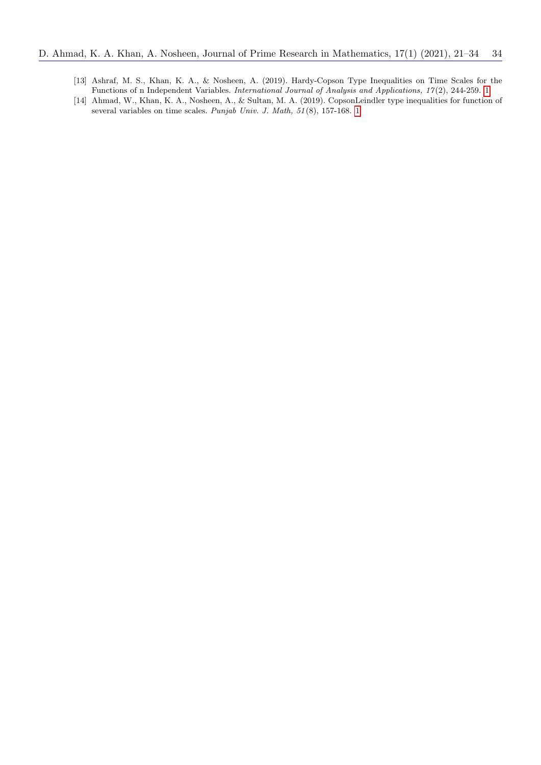[13] Ashraf, M. S., Khan, K. A., & Nosheen, A. (2019). Hardy-Copson Type Inequalities on Time Scales for the Functions of n Independent Variables. *International Journal of Analysis and Applications, 17*(2), 244-259. 1

[14] Ahmad, W., Khan, K. A., Nosheen, A., & Sultan, M. A. (2019). CopsonLeindler type inequalities for function of several variables on time scales. *Punjab Univ. J. Math, 51*(8), 157-168. 1